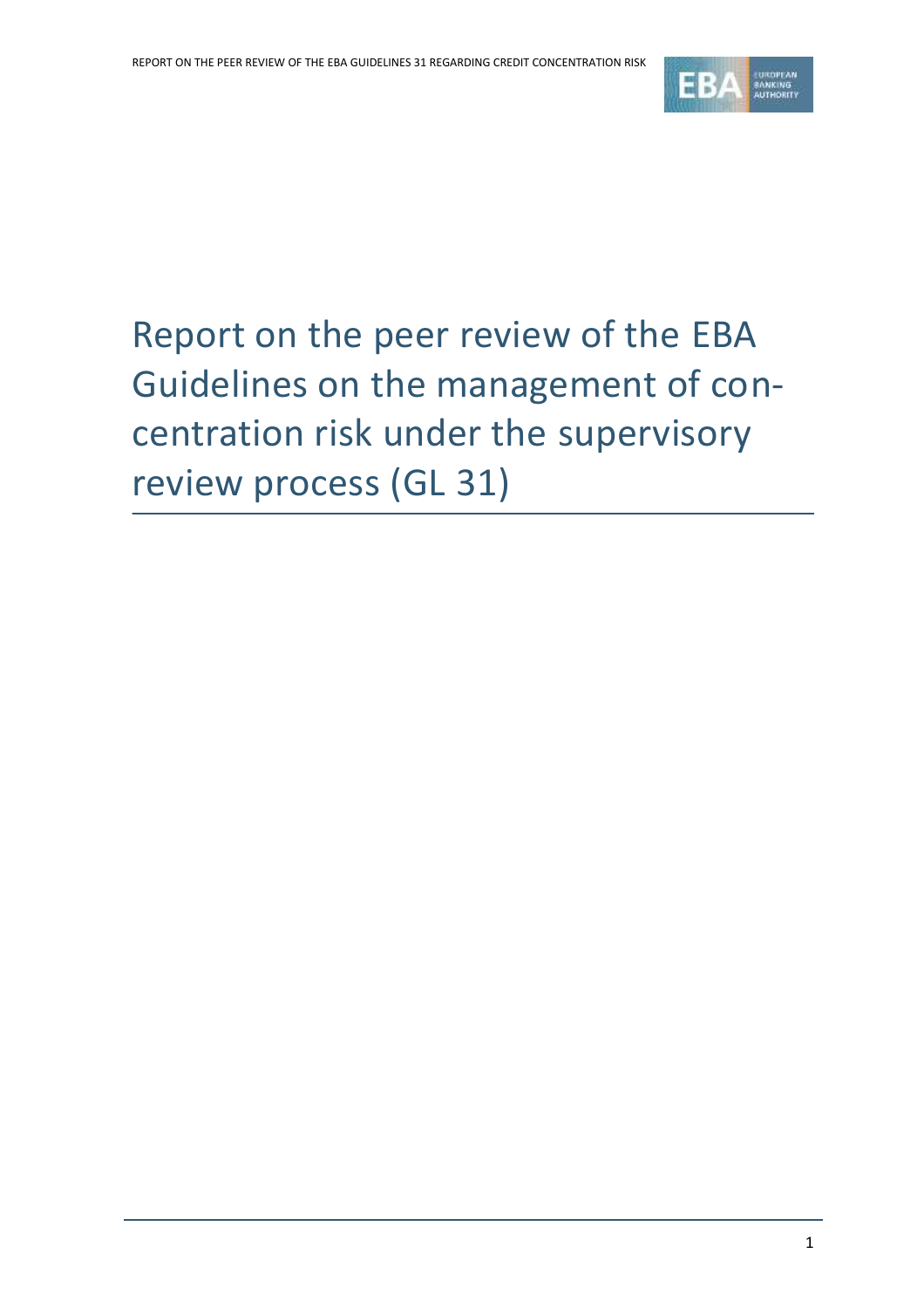# Report on the peer review of the EBA Guidelines on the management of concentration risk under the supervisory review process (GL 31)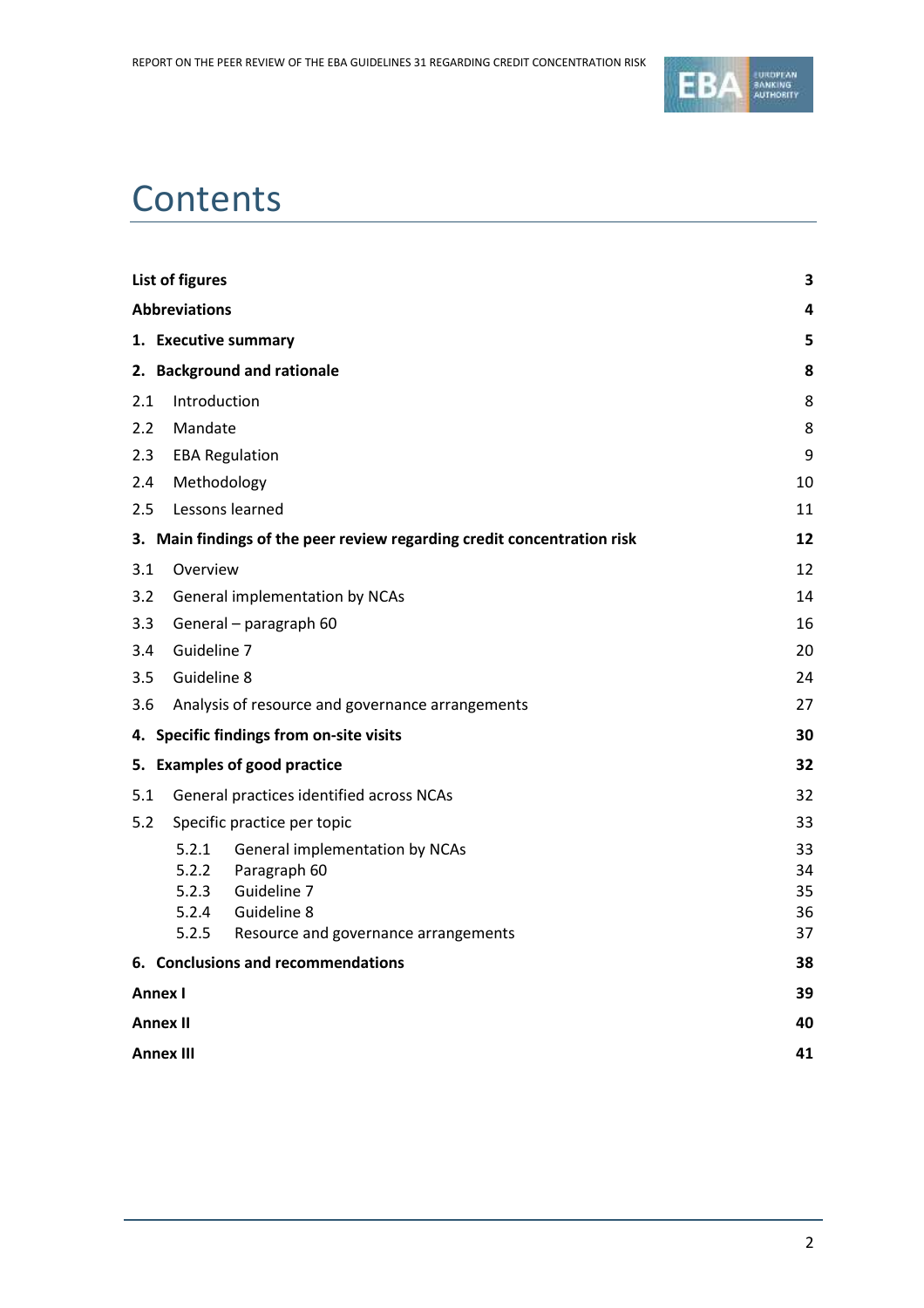# Contents

| | |
|---|---|
| **List of figures** | **3** |
| **Abbreviations** | **4** |
| **1. Executive summary** | **5** |
| **2. Background and rationale** | **8** |
| 2.1 Introduction | 8 |
| 2.2 Mandate | 8 |
| 2.3 EBA Regulation | 9 |
| 2.4 Methodology | 10 |
| 2.5 Lessons learned | 11 |
| **3. Main findings of the peer review regarding credit concentration risk** | **12** |
| 3.1 Overview | 12 |
| 3.2 General implementation by NCAs | 14 |
| 3.3 General – paragraph 60 | 16 |
| 3.4 Guideline 7 | 20 |
| 3.5 Guideline 8 | 24 |
| 3.6 Analysis of resource and governance arrangements | 27 |
| **4. Specific findings from on-site visits** | **30** |
| **5. Examples of good practice** | **32** |
| 5.1 General practices identified across NCAs | 32 |
| 5.2 Specific practice per topic | 33 |
| 5.2.1 General implementation by NCAs | 33 |
| 5.2.2 Paragraph 60 | 34 |
| 5.2.3 Guideline 7 | 35 |
| 5.2.4 Guideline 8 | 36 |
| 5.2.5 Resource and governance arrangements | 37 |
| **6. Conclusions and recommendations** | **38** |
| **Annex I** | **39** |
| **Annex II** | **40** |
| **Annex III** | **41** |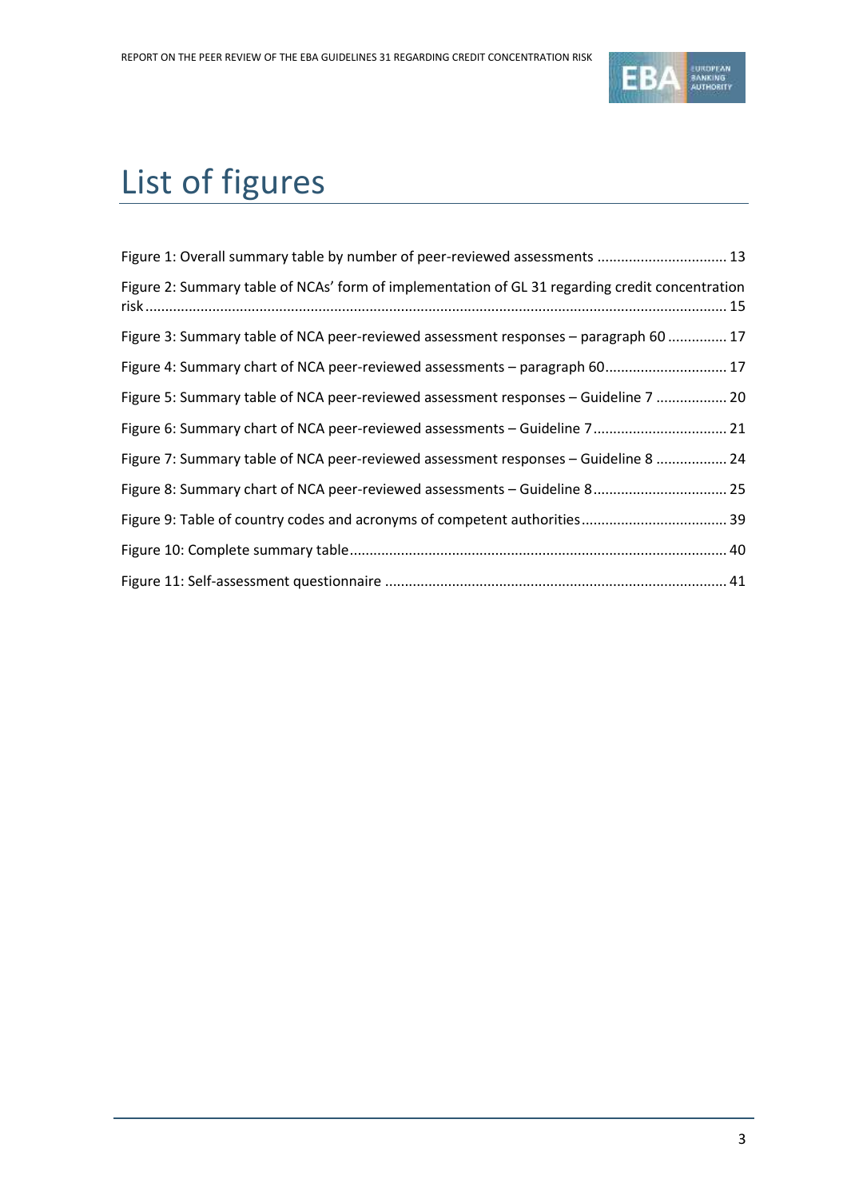# List of figures

Figure 1: Overall summary table by number of peer-reviewed assessments ................................ 13

Figure 2: Summary table of NCAs' form of implementation of GL 31 regarding credit concentration risk ................................................................................................................................ 15

Figure 3: Summary table of NCA peer-reviewed assessment responses – paragraph 60 ............... 17

Figure 4: Summary chart of NCA peer-reviewed assessments – paragraph 60.............................. 17

Figure 5: Summary table of NCA peer-reviewed assessment responses – Guideline 7 .................. 20

Figure 6: Summary chart of NCA peer-reviewed assessments – Guideline 7................................. 21

Figure 7: Summary table of NCA peer-reviewed assessment responses – Guideline 8 .................. 24

Figure 8: Summary chart of NCA peer-reviewed assessments – Guideline 8................................. 25

Figure 9: Table of country codes and acronyms of competent authorities.................................... 39

Figure 10: Complete summary table............................................................................................... 40

Figure 11: Self-assessment questionnaire ...................................................................................... 41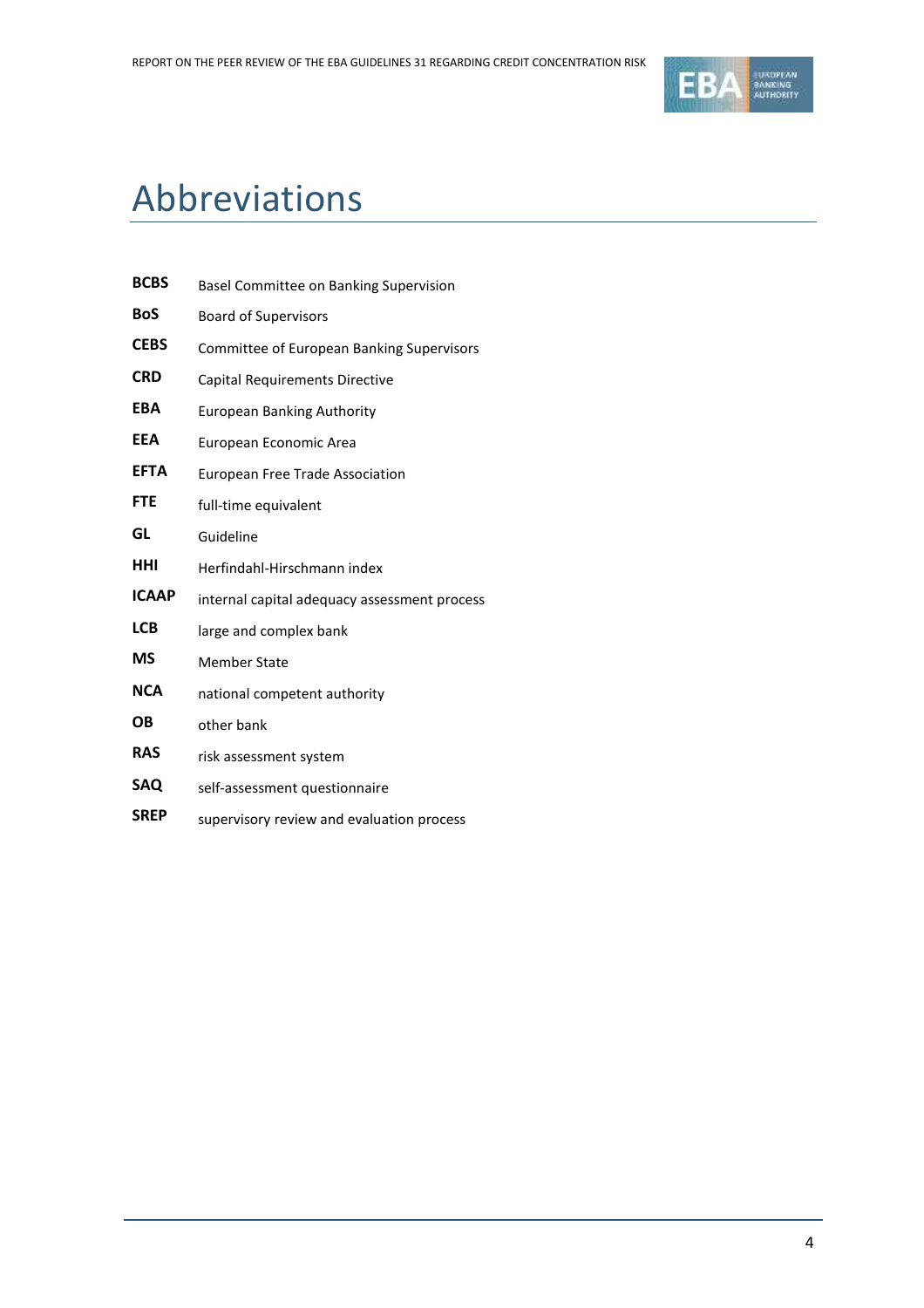# Abbreviations

| | |
|---|---|
| **BCBS** | Basel Committee on Banking Supervision |
| **BoS** | Board of Supervisors |
| **CEBS** | Committee of European Banking Supervisors |
| **CRD** | Capital Requirements Directive |
| **EBA** | European Banking Authority |
| **EEA** | European Economic Area |
| **EFTA** | European Free Trade Association |
| **FTE** | full-time equivalent |
| **GL** | Guideline |
| **HHI** | Herfindahl-Hirschmann index |
| **ICAAP** | internal capital adequacy assessment process |
| **LCB** | large and complex bank |
| **MS** | Member State |
| **NCA** | national competent authority |
| **OB** | other bank |
| **RAS** | risk assessment system |
| **SAQ** | self-assessment questionnaire |
| **SREP** | supervisory review and evaluation process |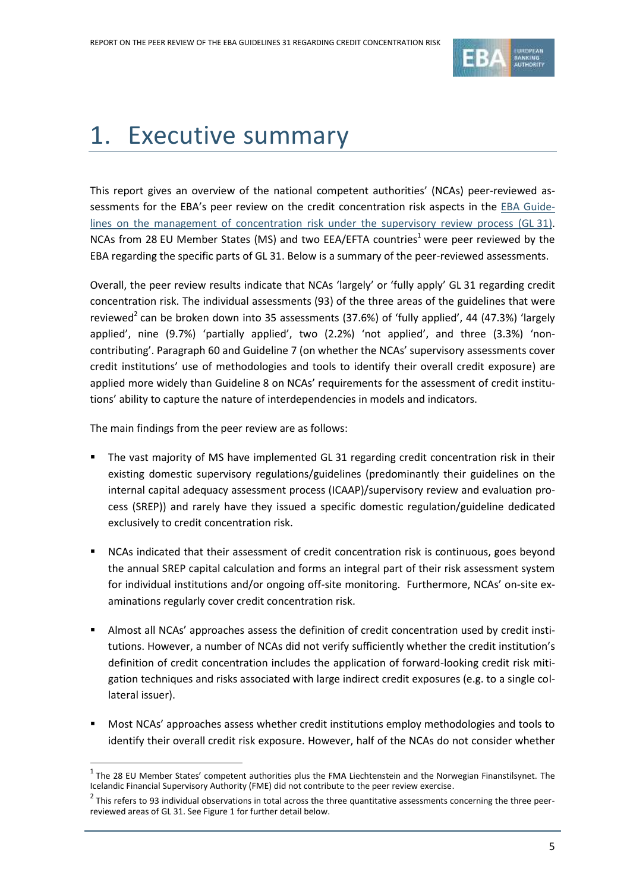// 1. Executive summary

This report gives an overview of the national competent authorities' (NCAs) peer-reviewed assessments for the EBA's peer review on the credit concentration risk aspects in the EBA Guidelines on the management of concentration risk under the supervisory review process (GL 31). NCAs from 28 EU Member States (MS) and two EEA/EFTA countries[1] were peer reviewed by the EBA regarding the specific parts of GL 31. Below is a summary of the peer-reviewed assessments.

Overall, the peer review results indicate that NCAs 'largely' or 'fully apply' GL 31 regarding credit concentration risk. The individual assessments (93) of the three areas of the guidelines that were reviewed[2] can be broken down into 35 assessments (37.6%) of 'fully applied', 44 (47.3%) 'largely applied', nine (9.7%) 'partially applied', two (2.2%) 'not applied', and three (3.3%) 'non-contributing'. Paragraph 60 and Guideline 7 (on whether the NCAs' supervisory assessments cover credit institutions' use of methodologies and tools to identify their overall credit exposure) are applied more widely than Guideline 8 on NCAs' requirements for the assessment of credit institutions' ability to capture the nature of interdependencies in models and indicators.

The main findings from the peer review are as follows:

- The vast majority of MS have implemented GL 31 regarding credit concentration risk in their existing domestic supervisory regulations/guidelines (predominantly their guidelines on the internal capital adequacy assessment process (ICAAP)/supervisory review and evaluation process (SREP)) and rarely have they issued a specific domestic regulation/guideline dedicated exclusively to credit concentration risk.
- NCAs indicated that their assessment of credit concentration risk is continuous, goes beyond the annual SREP capital calculation and forms an integral part of their risk assessment system for individual institutions and/or ongoing off-site monitoring. Furthermore, NCAs' on-site examinations regularly cover credit concentration risk.
- Almost all NCAs' approaches assess the definition of credit concentration used by credit institutions. However, a number of NCAs did not verify sufficiently whether the credit institution's definition of credit concentration includes the application of forward-looking credit risk mitigation techniques and risks associated with large indirect credit exposures (e.g. to a single collateral issuer).
- Most NCAs' approaches assess whether credit institutions employ methodologies and tools to identify their overall credit risk exposure. However, half of the NCAs do not consider whether

[1] The 28 EU Member States' competent authorities plus the FMA Liechtenstein and the Norwegian Finanstilsynet. The Icelandic Financial Supervisory Authority (FME) did not contribute to the peer review exercise.

[2] This refers to 93 individual observations in total across the three quantitative assessments concerning the three peer-reviewed areas of GL 31. See Figure 1 for further detail below.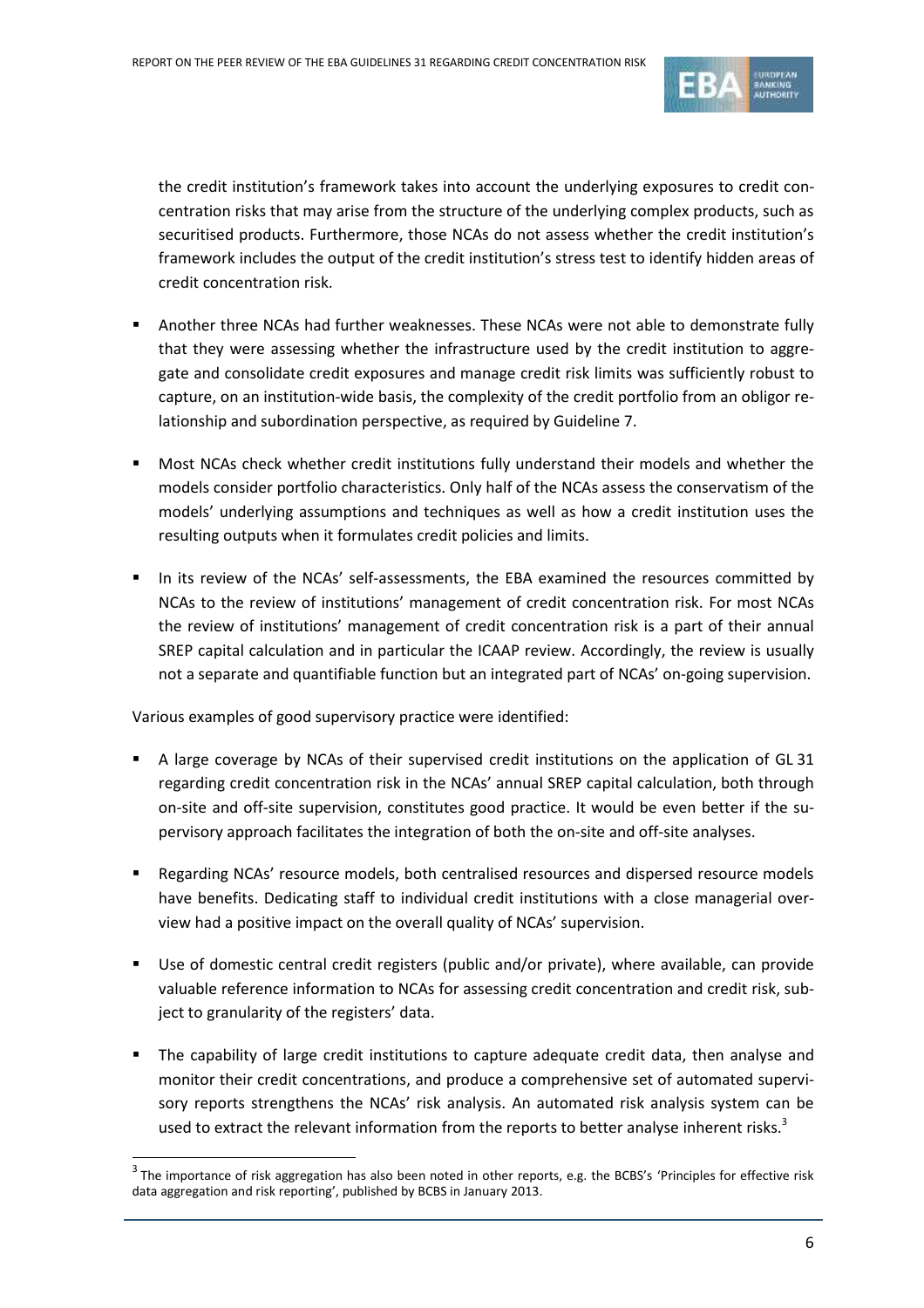the credit institution's framework takes into account the underlying exposures to credit concentration risks that may arise from the structure of the underlying complex products, such as securitised products. Furthermore, those NCAs do not assess whether the credit institution's framework includes the output of the credit institution's stress test to identify hidden areas of credit concentration risk.

- Another three NCAs had further weaknesses. These NCAs were not able to demonstrate fully that they were assessing whether the infrastructure used by the credit institution to aggregate and consolidate credit exposures and manage credit risk limits was sufficiently robust to capture, on an institution-wide basis, the complexity of the credit portfolio from an obligor relationship and subordination perspective, as required by Guideline 7.
- Most NCAs check whether credit institutions fully understand their models and whether the models consider portfolio characteristics. Only half of the NCAs assess the conservatism of the models' underlying assumptions and techniques as well as how a credit institution uses the resulting outputs when it formulates credit policies and limits.
- In its review of the NCAs' self-assessments, the EBA examined the resources committed by NCAs to the review of institutions' management of credit concentration risk. For most NCAs the review of institutions' management of credit concentration risk is a part of their annual SREP capital calculation and in particular the ICAAP review. Accordingly, the review is usually not a separate and quantifiable function but an integrated part of NCAs' on-going supervision.

Various examples of good supervisory practice were identified:

- A large coverage by NCAs of their supervised credit institutions on the application of GL 31 regarding credit concentration risk in the NCAs' annual SREP capital calculation, both through on-site and off-site supervision, constitutes good practice. It would be even better if the supervisory approach facilitates the integration of both the on-site and off-site analyses.
- Regarding NCAs' resource models, both centralised resources and dispersed resource models have benefits. Dedicating staff to individual credit institutions with a close managerial overview had a positive impact on the overall quality of NCAs' supervision.
- Use of domestic central credit registers (public and/or private), where available, can provide valuable reference information to NCAs for assessing credit concentration and credit risk, subject to granularity of the registers' data.
- The capability of large credit institutions to capture adequate credit data, then analyse and monitor their credit concentrations, and produce a comprehensive set of automated supervisory reports strengthens the NCAs' risk analysis. An automated risk analysis system can be used to extract the relevant information from the reports to better analyse inherent risks.[3]

[3] The importance of risk aggregation has also been noted in other reports, e.g. the BCBS's 'Principles for effective risk data aggregation and risk reporting', published by BCBS in January 2013.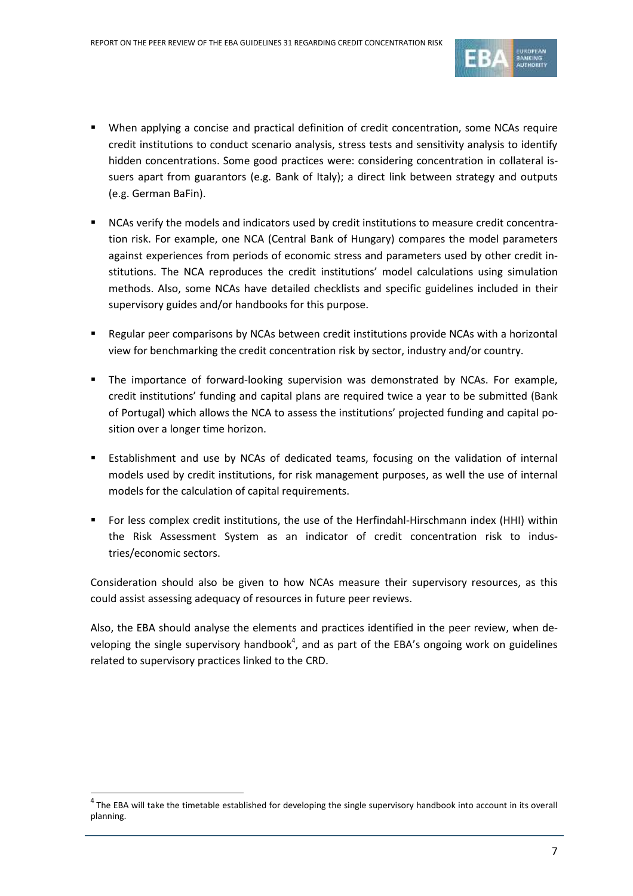- When applying a concise and practical definition of credit concentration, some NCAs require credit institutions to conduct scenario analysis, stress tests and sensitivity analysis to identify hidden concentrations. Some good practices were: considering concentration in collateral issuers apart from guarantors (e.g. Bank of Italy); a direct link between strategy and outputs (e.g. German BaFin).

- NCAs verify the models and indicators used by credit institutions to measure credit concentration risk. For example, one NCA (Central Bank of Hungary) compares the model parameters against experiences from periods of economic stress and parameters used by other credit institutions. The NCA reproduces the credit institutions' model calculations using simulation methods. Also, some NCAs have detailed checklists and specific guidelines included in their supervisory guides and/or handbooks for this purpose.

- Regular peer comparisons by NCAs between credit institutions provide NCAs with a horizontal view for benchmarking the credit concentration risk by sector, industry and/or country.

- The importance of forward-looking supervision was demonstrated by NCAs. For example, credit institutions' funding and capital plans are required twice a year to be submitted (Bank of Portugal) which allows the NCA to assess the institutions' projected funding and capital position over a longer time horizon.

- Establishment and use by NCAs of dedicated teams, focusing on the validation of internal models used by credit institutions, for risk management purposes, as well the use of internal models for the calculation of capital requirements.

- For less complex credit institutions, the use of the Herfindahl-Hirschmann index (HHI) within the Risk Assessment System as an indicator of credit concentration risk to industries/economic sectors.

Consideration should also be given to how NCAs measure their supervisory resources, as this could assist assessing adequacy of resources in future peer reviews.

Also, the EBA should analyse the elements and practices identified in the peer review, when developing the single supervisory handbook[4], and as part of the EBA's ongoing work on guidelines related to supervisory practices linked to the CRD.

[4] The EBA will take the timetable established for developing the single supervisory handbook into account in its overall planning.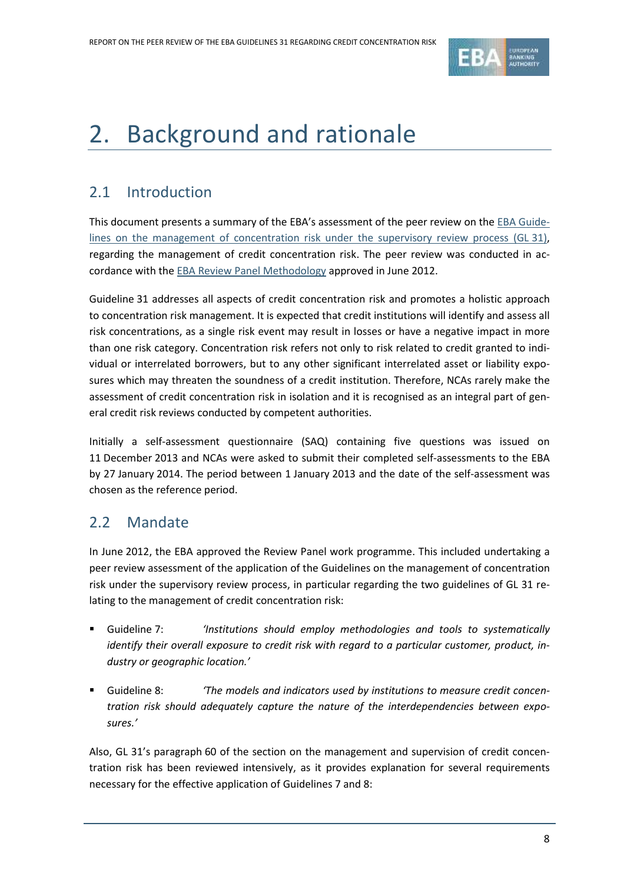# 2. Background and rationale

## 2.1 Introduction

This document presents a summary of the EBA's assessment of the peer review on the EBA Guidelines on the management of concentration risk under the supervisory review process (GL 31), regarding the management of credit concentration risk. The peer review was conducted in accordance with the EBA Review Panel Methodology approved in June 2012.

Guideline 31 addresses all aspects of credit concentration risk and promotes a holistic approach to concentration risk management. It is expected that credit institutions will identify and assess all risk concentrations, as a single risk event may result in losses or have a negative impact in more than one risk category. Concentration risk refers not only to risk related to credit granted to individual or interrelated borrowers, but to any other significant interrelated asset or liability exposures which may threaten the soundness of a credit institution. Therefore, NCAs rarely make the assessment of credit concentration risk in isolation and it is recognised as an integral part of general credit risk reviews conducted by competent authorities.

Initially a self-assessment questionnaire (SAQ) containing five questions was issued on 11 December 2013 and NCAs were asked to submit their completed self-assessments to the EBA by 27 January 2014. The period between 1 January 2013 and the date of the self-assessment was chosen as the reference period.

## 2.2 Mandate

In June 2012, the EBA approved the Review Panel work programme. This included undertaking a peer review assessment of the application of the Guidelines on the management of concentration risk under the supervisory review process, in particular regarding the two guidelines of GL 31 relating to the management of credit concentration risk:

- Guideline 7: *'Institutions should employ methodologies and tools to systematically identify their overall exposure to credit risk with regard to a particular customer, product, industry or geographic location.'*
- Guideline 8: *'The models and indicators used by institutions to measure credit concentration risk should adequately capture the nature of the interdependencies between exposures.'*

Also, GL 31's paragraph 60 of the section on the management and supervision of credit concentration risk has been reviewed intensively, as it provides explanation for several requirements necessary for the effective application of Guidelines 7 and 8: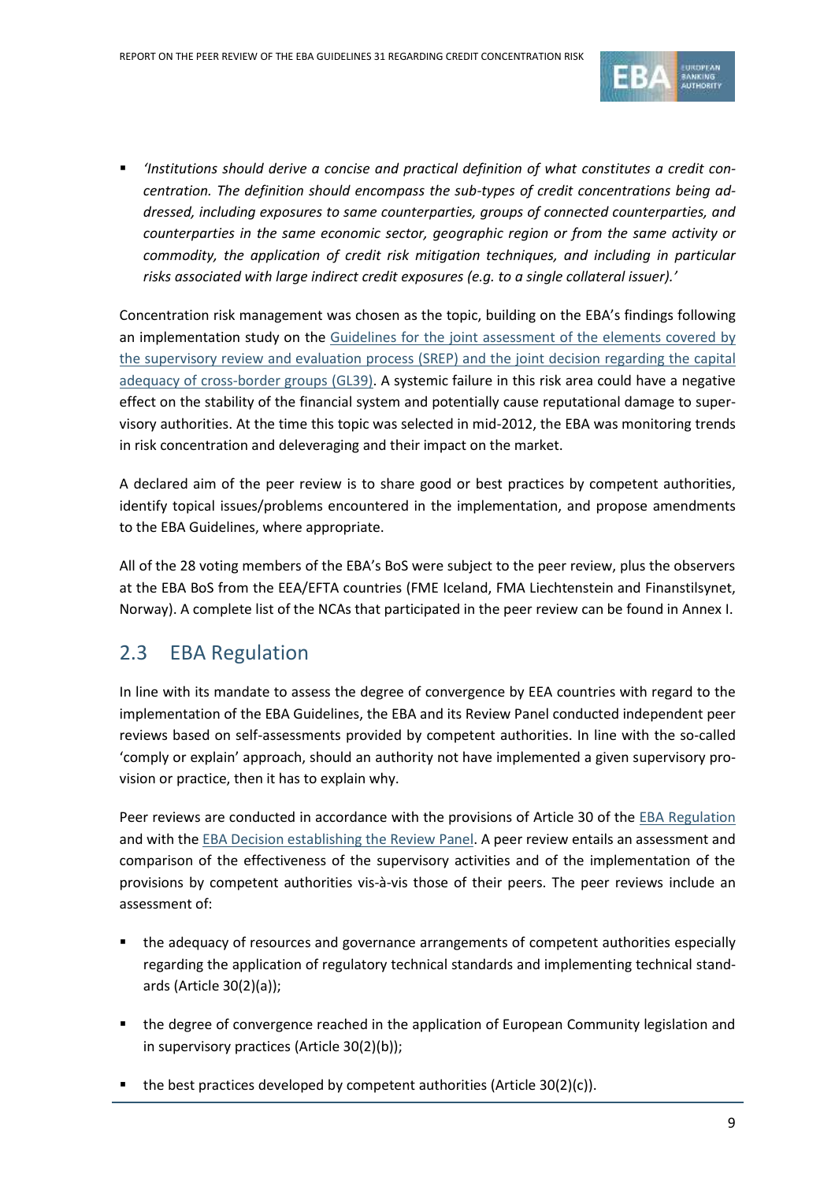- *'Institutions should derive a concise and practical definition of what constitutes a credit concentration. The definition should encompass the sub-types of credit concentrations being addressed, including exposures to same counterparties, groups of connected counterparties, and counterparties in the same economic sector, geographic region or from the same activity or commodity, the application of credit risk mitigation techniques, and including in particular risks associated with large indirect credit exposures (e.g. to a single collateral issuer).'*

Concentration risk management was chosen as the topic, building on the EBA's findings following an implementation study on the Guidelines for the joint assessment of the elements covered by the supervisory review and evaluation process (SREP) and the joint decision regarding the capital adequacy of cross-border groups (GL39). A systemic failure in this risk area could have a negative effect on the stability of the financial system and potentially cause reputational damage to supervisory authorities. At the time this topic was selected in mid-2012, the EBA was monitoring trends in risk concentration and deleveraging and their impact on the market.

A declared aim of the peer review is to share good or best practices by competent authorities, identify topical issues/problems encountered in the implementation, and propose amendments to the EBA Guidelines, where appropriate.

All of the 28 voting members of the EBA's BoS were subject to the peer review, plus the observers at the EBA BoS from the EEA/EFTA countries (FME Iceland, FMA Liechtenstein and Finanstilsynet, Norway). A complete list of the NCAs that participated in the peer review can be found in Annex I.

## 2.3 EBA Regulation

In line with its mandate to assess the degree of convergence by EEA countries with regard to the implementation of the EBA Guidelines, the EBA and its Review Panel conducted independent peer reviews based on self-assessments provided by competent authorities. In line with the so-called 'comply or explain' approach, should an authority not have implemented a given supervisory provision or practice, then it has to explain why.

Peer reviews are conducted in accordance with the provisions of Article 30 of the EBA Regulation and with the EBA Decision establishing the Review Panel. A peer review entails an assessment and comparison of the effectiveness of the supervisory activities and of the implementation of the provisions by competent authorities vis-à-vis those of their peers. The peer reviews include an assessment of:

- the adequacy of resources and governance arrangements of competent authorities especially regarding the application of regulatory technical standards and implementing technical standards (Article 30(2)(a));
- the degree of convergence reached in the application of European Community legislation and in supervisory practices (Article 30(2)(b));
- the best practices developed by competent authorities (Article 30(2)(c)).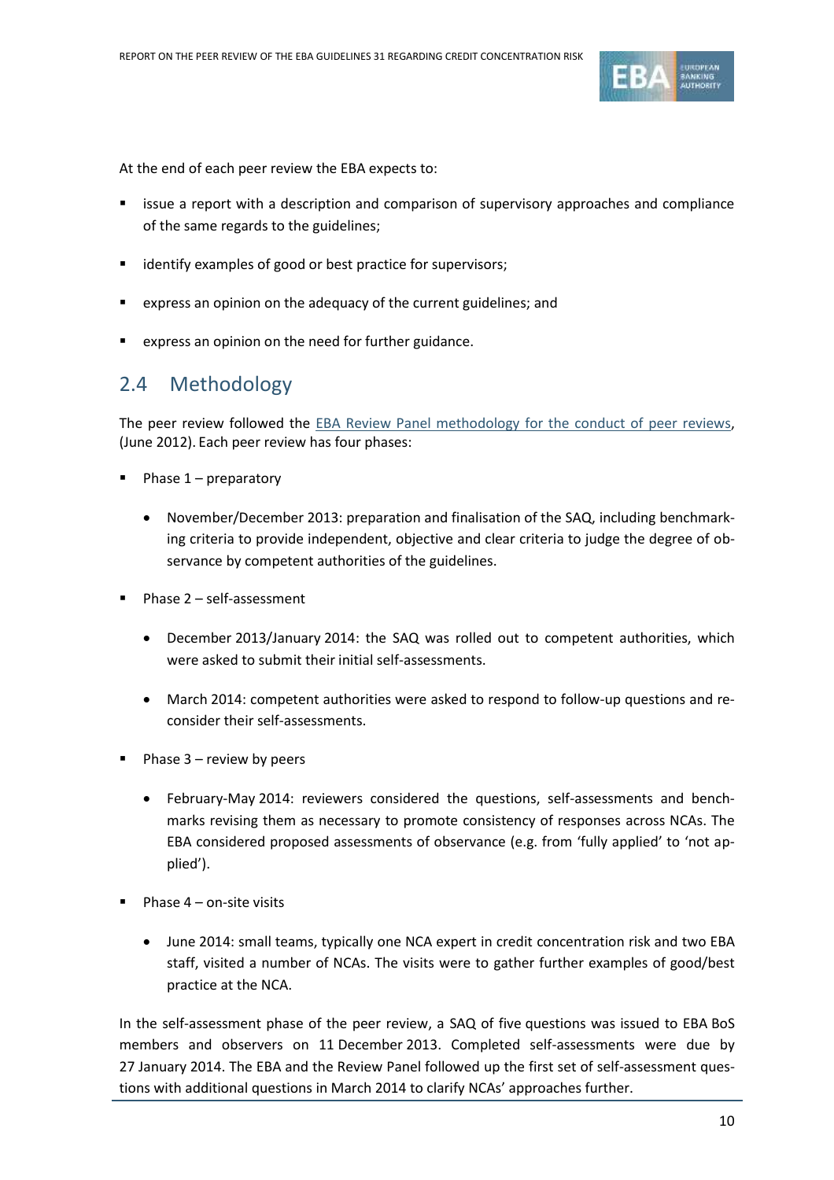At the end of each peer review the EBA expects to:

- issue a report with a description and comparison of supervisory approaches and compliance of the same regards to the guidelines;
- identify examples of good or best practice for supervisors;
- express an opinion on the adequacy of the current guidelines; and
- express an opinion on the need for further guidance.

## 2.4 Methodology

The peer review followed the EBA Review Panel methodology for the conduct of peer reviews, (June 2012). Each peer review has four phases:

- Phase 1 – preparatory
  - November/December 2013: preparation and finalisation of the SAQ, including benchmarking criteria to provide independent, objective and clear criteria to judge the degree of observance by competent authorities of the guidelines.
- Phase 2 – self-assessment
  - December 2013/January 2014: the SAQ was rolled out to competent authorities, which were asked to submit their initial self-assessments.
  - March 2014: competent authorities were asked to respond to follow-up questions and reconsider their self-assessments.
- Phase 3 – review by peers
  - February-May 2014: reviewers considered the questions, self-assessments and benchmarks revising them as necessary to promote consistency of responses across NCAs. The EBA considered proposed assessments of observance (e.g. from 'fully applied' to 'not applied').
- Phase 4 – on-site visits
  - June 2014: small teams, typically one NCA expert in credit concentration risk and two EBA staff, visited a number of NCAs. The visits were to gather further examples of good/best practice at the NCA.

In the self-assessment phase of the peer review, a SAQ of five questions was issued to EBA BoS members and observers on 11 December 2013. Completed self-assessments were due by 27 January 2014. The EBA and the Review Panel followed up the first set of self-assessment questions with additional questions in March 2014 to clarify NCAs' approaches further.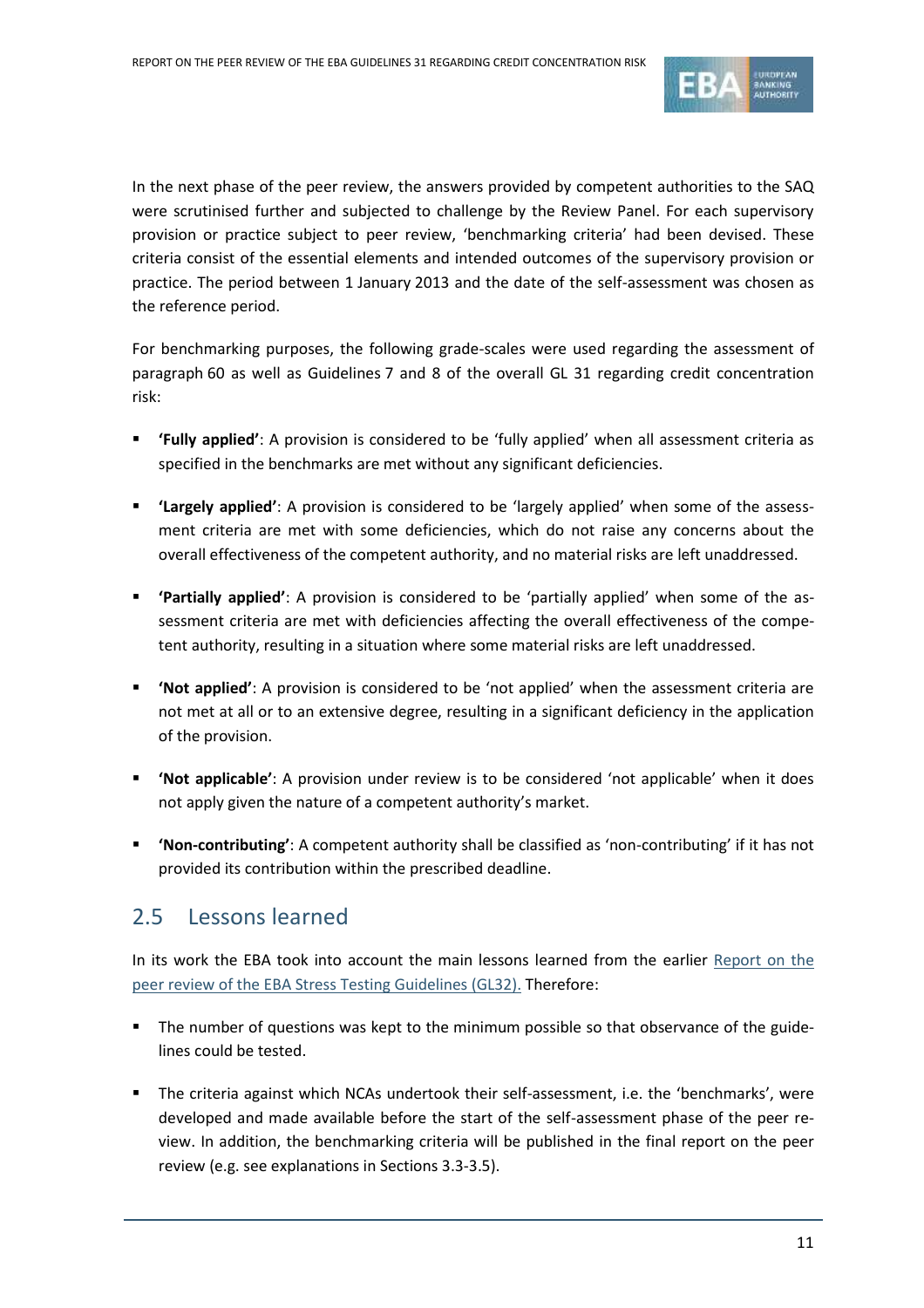In the next phase of the peer review, the answers provided by competent authorities to the SAQ were scrutinised further and subjected to challenge by the Review Panel. For each supervisory provision or practice subject to peer review, 'benchmarking criteria' had been devised. These criteria consist of the essential elements and intended outcomes of the supervisory provision or practice. The period between 1 January 2013 and the date of the self-assessment was chosen as the reference period.

For benchmarking purposes, the following grade-scales were used regarding the assessment of paragraph 60 as well as Guidelines 7 and 8 of the overall GL 31 regarding credit concentration risk:

- **'Fully applied'**: A provision is considered to be 'fully applied' when all assessment criteria as specified in the benchmarks are met without any significant deficiencies.
- **'Largely applied'**: A provision is considered to be 'largely applied' when some of the assessment criteria are met with some deficiencies, which do not raise any concerns about the overall effectiveness of the competent authority, and no material risks are left unaddressed.
- **'Partially applied'**: A provision is considered to be 'partially applied' when some of the assessment criteria are met with deficiencies affecting the overall effectiveness of the competent authority, resulting in a situation where some material risks are left unaddressed.
- **'Not applied'**: A provision is considered to be 'not applied' when the assessment criteria are not met at all or to an extensive degree, resulting in a significant deficiency in the application of the provision.
- **'Not applicable'**: A provision under review is to be considered 'not applicable' when it does not apply given the nature of a competent authority's market.
- **'Non-contributing'**: A competent authority shall be classified as 'non-contributing' if it has not provided its contribution within the prescribed deadline.

## 2.5 Lessons learned

In its work the EBA took into account the main lessons learned from the earlier Report on the peer review of the EBA Stress Testing Guidelines (GL32). Therefore:

- The number of questions was kept to the minimum possible so that observance of the guidelines could be tested.
- The criteria against which NCAs undertook their self-assessment, i.e. the 'benchmarks', were developed and made available before the start of the self-assessment phase of the peer review. In addition, the benchmarking criteria will be published in the final report on the peer review (e.g. see explanations in Sections 3.3-3.5).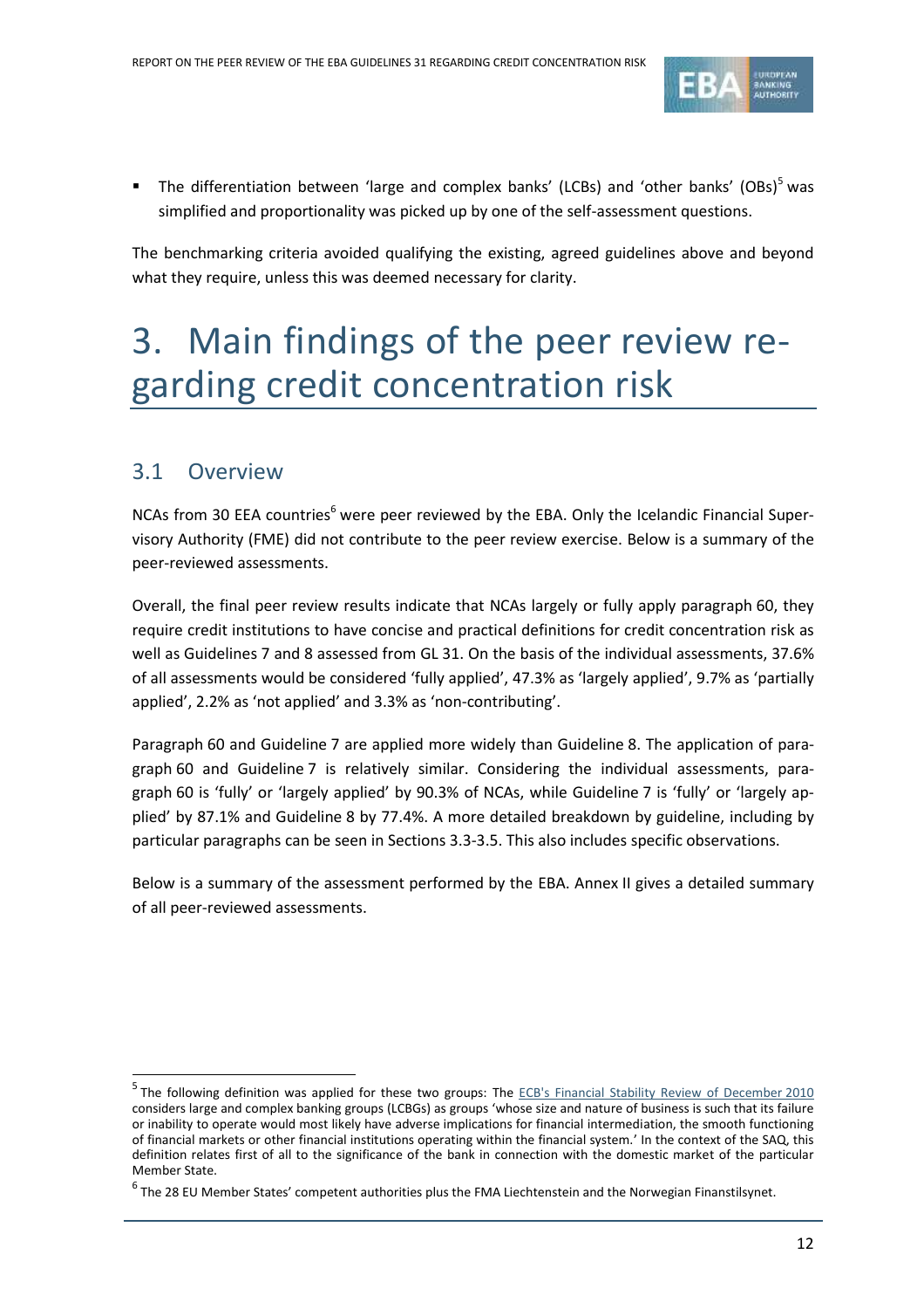- The differentiation between 'large and complex banks' (LCBs) and 'other banks' (OBs)[5] was simplified and proportionality was picked up by one of the self-assessment questions.

The benchmarking criteria avoided qualifying the existing, agreed guidelines above and beyond what they require, unless this was deemed necessary for clarity.

# 3. Main findings of the peer review regarding credit concentration risk

## 3.1 Overview

NCAs from 30 EEA countries[6] were peer reviewed by the EBA. Only the Icelandic Financial Supervisory Authority (FME) did not contribute to the peer review exercise. Below is a summary of the peer-reviewed assessments.

Overall, the final peer review results indicate that NCAs largely or fully apply paragraph 60, they require credit institutions to have concise and practical definitions for credit concentration risk as well as Guidelines 7 and 8 assessed from GL 31. On the basis of the individual assessments, 37.6% of all assessments would be considered 'fully applied', 47.3% as 'largely applied', 9.7% as 'partially applied', 2.2% as 'not applied' and 3.3% as 'non-contributing'.

Paragraph 60 and Guideline 7 are applied more widely than Guideline 8. The application of paragraph 60 and Guideline 7 is relatively similar. Considering the individual assessments, paragraph 60 is 'fully' or 'largely applied' by 90.3% of NCAs, while Guideline 7 is 'fully' or 'largely applied' by 87.1% and Guideline 8 by 77.4%. A more detailed breakdown by guideline, including by particular paragraphs can be seen in Sections 3.3-3.5. This also includes specific observations.

Below is a summary of the assessment performed by the EBA. Annex II gives a detailed summary of all peer-reviewed assessments.

---

[5] The following definition was applied for these two groups: The ECB's Financial Stability Review of December 2010 considers large and complex banking groups (LCBGs) as groups 'whose size and nature of business is such that its failure or inability to operate would most likely have adverse implications for financial intermediation, the smooth functioning of financial markets or other financial institutions operating within the financial system.' In the context of the SAQ, this definition relates first of all to the significance of the bank in connection with the domestic market of the particular Member State.

[6] The 28 EU Member States' competent authorities plus the FMA Liechtenstein and the Norwegian Finanstilsynet.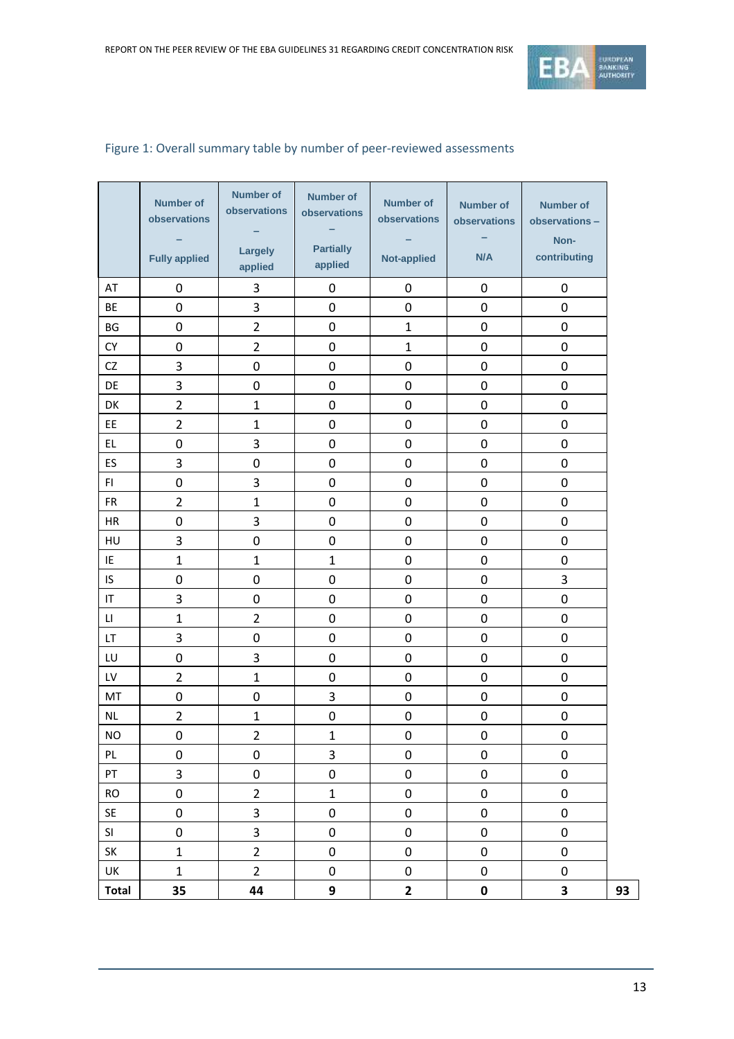Figure 1: Overall summary table by number of peer-reviewed assessments

| | Number of observations – Fully applied | Number of observations – Largely applied | Number of observations – Partially applied | Number of observations – Not-applied | Number of observations – N/A | Number of observations – Non-contributing | |
|---|---|---|---|---|---|---|---|
| AT | 0 | 3 | 0 | 0 | 0 | 0 | |
| BE | 0 | 3 | 0 | 0 | 0 | 0 | |
| BG | 0 | 2 | 0 | 1 | 0 | 0 | |
| CY | 0 | 2 | 0 | 1 | 0 | 0 | |
| CZ | 3 | 0 | 0 | 0 | 0 | 0 | |
| DE | 3 | 0 | 0 | 0 | 0 | 0 | |
| DK | 2 | 1 | 0 | 0 | 0 | 0 | |
| EE | 2 | 1 | 0 | 0 | 0 | 0 | |
| EL | 0 | 3 | 0 | 0 | 0 | 0 | |
| ES | 3 | 0 | 0 | 0 | 0 | 0 | |
| FI | 0 | 3 | 0 | 0 | 0 | 0 | |
| FR | 2 | 1 | 0 | 0 | 0 | 0 | |
| HR | 0 | 3 | 0 | 0 | 0 | 0 | |
| HU | 3 | 0 | 0 | 0 | 0 | 0 | |
| IE | 1 | 1 | 1 | 0 | 0 | 0 | |
| IS | 0 | 0 | 0 | 0 | 0 | 3 | |
| IT | 3 | 0 | 0 | 0 | 0 | 0 | |
| LI | 1 | 2 | 0 | 0 | 0 | 0 | |
| LT | 3 | 0 | 0 | 0 | 0 | 0 | |
| LU | 0 | 3 | 0 | 0 | 0 | 0 | |
| LV | 2 | 1 | 0 | 0 | 0 | 0 | |
| MT | 0 | 0 | 3 | 0 | 0 | 0 | |
| NL | 2 | 1 | 0 | 0 | 0 | 0 | |
| NO | 0 | 2 | 1 | 0 | 0 | 0 | |
| PL | 0 | 0 | 3 | 0 | 0 | 0 | |
| PT | 3 | 0 | 0 | 0 | 0 | 0 | |
| RO | 0 | 2 | 1 | 0 | 0 | 0 | |
| SE | 0 | 3 | 0 | 0 | 0 | 0 | |
| SI | 0 | 3 | 0 | 0 | 0 | 0 | |
| SK | 1 | 2 | 0 | 0 | 0 | 0 | |
| UK | 1 | 2 | 0 | 0 | 0 | 0 | |
| **Total** | **35** | **44** | **9** | **2** | **0** | **3** | **93** |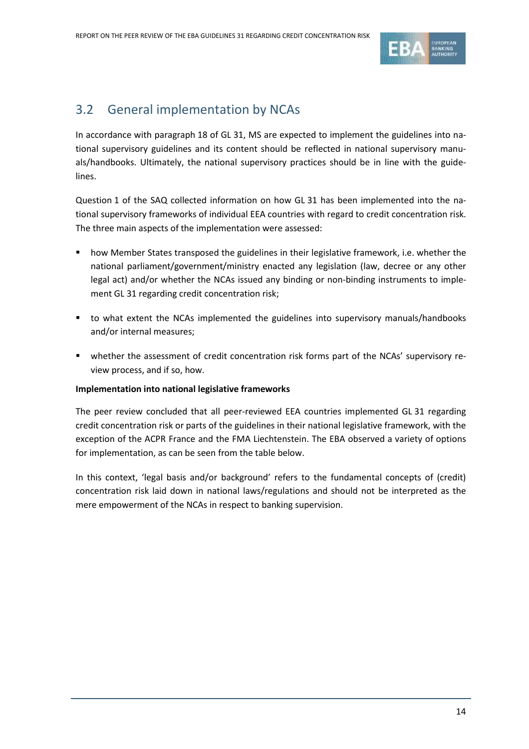## 3.2 General implementation by NCAs

In accordance with paragraph 18 of GL 31, MS are expected to implement the guidelines into national supervisory guidelines and its content should be reflected in national supervisory manuals/handbooks. Ultimately, the national supervisory practices should be in line with the guidelines.

Question 1 of the SAQ collected information on how GL 31 has been implemented into the national supervisory frameworks of individual EEA countries with regard to credit concentration risk. The three main aspects of the implementation were assessed:

- how Member States transposed the guidelines in their legislative framework, i.e. whether the national parliament/government/ministry enacted any legislation (law, decree or any other legal act) and/or whether the NCAs issued any binding or non-binding instruments to implement GL 31 regarding credit concentration risk;
- to what extent the NCAs implemented the guidelines into supervisory manuals/handbooks and/or internal measures;
- whether the assessment of credit concentration risk forms part of the NCAs' supervisory review process, and if so, how.

**Implementation into national legislative frameworks**

The peer review concluded that all peer-reviewed EEA countries implemented GL 31 regarding credit concentration risk or parts of the guidelines in their national legislative framework, with the exception of the ACPR France and the FMA Liechtenstein. The EBA observed a variety of options for implementation, as can be seen from the table below.

In this context, 'legal basis and/or background' refers to the fundamental concepts of (credit) concentration risk laid down in national laws/regulations and should not be interpreted as the mere empowerment of the NCAs in respect to banking supervision.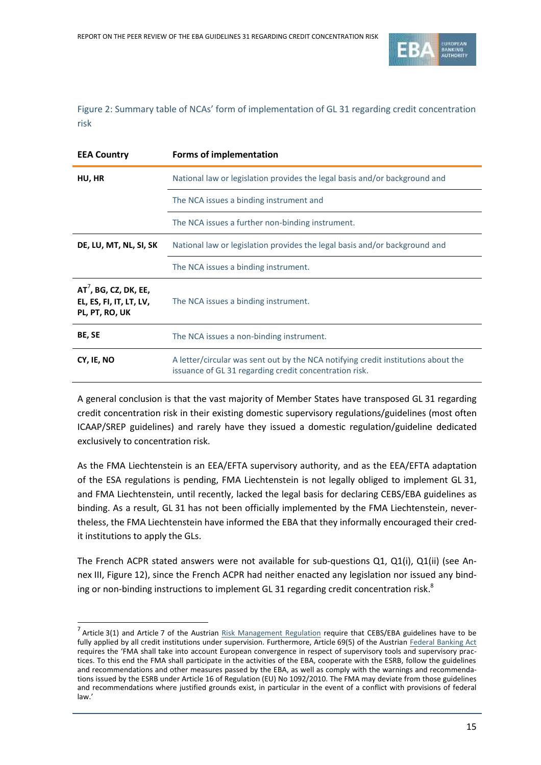Figure 2: Summary table of NCAs' form of implementation of GL 31 regarding credit concentration risk

| EEA Country | Forms of implementation |
|---|---|
| HU, HR | National law or legislation provides the legal basis and/or background and |
| | The NCA issues a binding instrument and |
| | The NCA issues a further non-binding instrument. |
| DE, LU, MT, NL, SI, SK | National law or legislation provides the legal basis and/or background and |
| | The NCA issues a binding instrument. |
| AT[7], BG, CZ, DK, EE, EL, ES, FI, IT, LT, LV, PL, PT, RO, UK | The NCA issues a binding instrument. |
| BE, SE | The NCA issues a non-binding instrument. |
| CY, IE, NO | A letter/circular was sent out by the NCA notifying credit institutions about the issuance of GL 31 regarding credit concentration risk. |

A general conclusion is that the vast majority of Member States have transposed GL 31 regarding credit concentration risk in their existing domestic supervisory regulations/guidelines (most often ICAAP/SREP guidelines) and rarely have they issued a domestic regulation/guideline dedicated exclusively to concentration risk.

As the FMA Liechtenstein is an EEA/EFTA supervisory authority, and as the EEA/EFTA adaptation of the ESA regulations is pending, FMA Liechtenstein is not legally obliged to implement GL 31, and FMA Liechtenstein, until recently, lacked the legal basis for declaring CEBS/EBA guidelines as binding. As a result, GL 31 has not been officially implemented by the FMA Liechtenstein, nevertheless, the FMA Liechtenstein have informed the EBA that they informally encouraged their credit institutions to apply the GLs.

The French ACPR stated answers were not available for sub-questions Q1, Q1(i), Q1(ii) (see Annex III, Figure 12), since the French ACPR had neither enacted any legislation nor issued any binding or non-binding instructions to implement GL 31 regarding credit concentration risk.[8]

[7] Article 3(1) and Article 7 of the Austrian Risk Management Regulation require that CEBS/EBA guidelines have to be fully applied by all credit institutions under supervision. Furthermore, Article 69(5) of the Austrian Federal Banking Act requires the 'FMA shall take into account European convergence in respect of supervisory tools and supervisory practices. To this end the FMA shall participate in the activities of the EBA, cooperate with the ESRB, follow the guidelines and recommendations and other measures passed by the EBA, as well as comply with the warnings and recommendations issued by the ESRB under Article 16 of Regulation (EU) No 1092/2010. The FMA may deviate from those guidelines and recommendations where justified grounds exist, in particular in the event of a conflict with provisions of federal law.'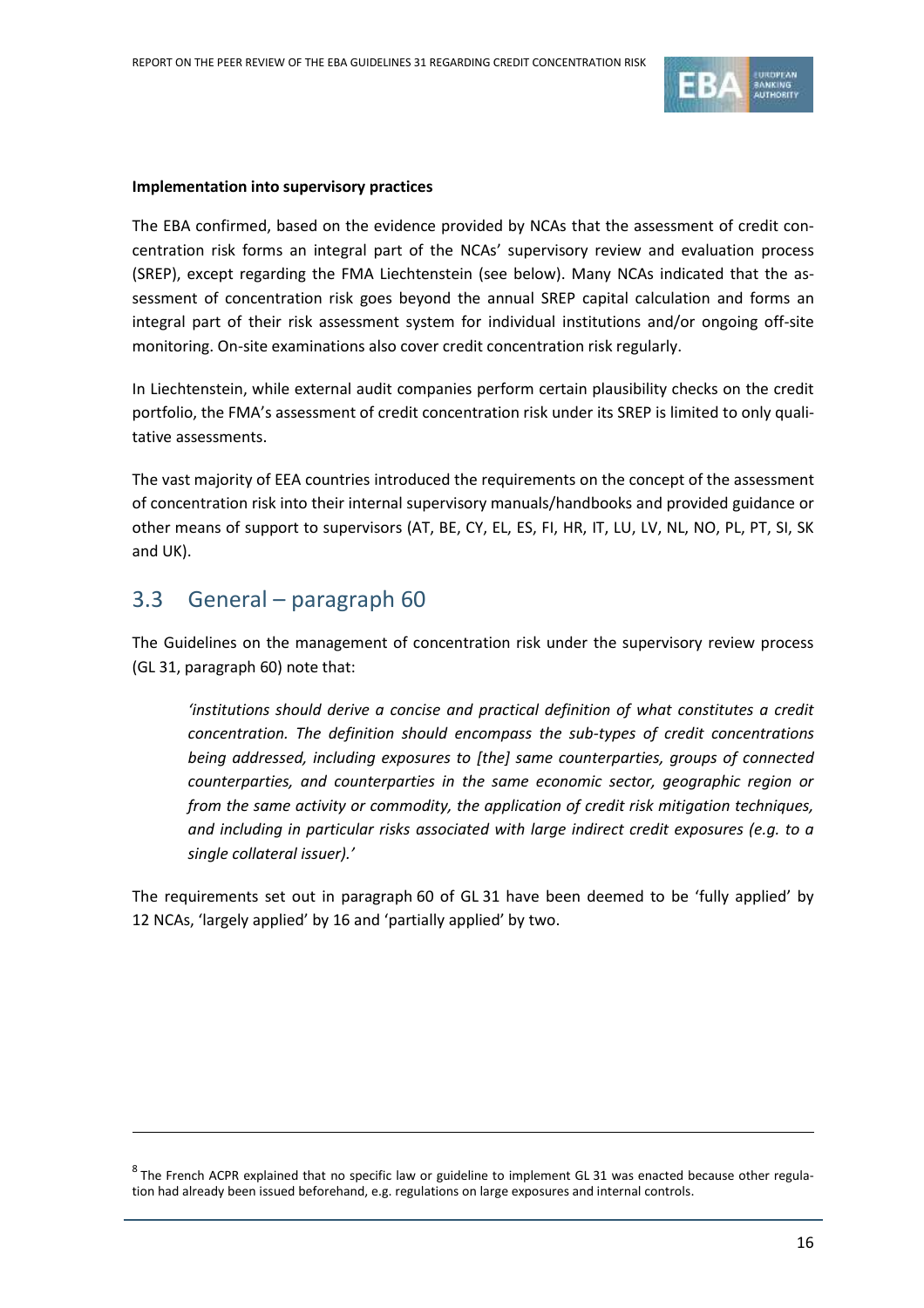**Implementation into supervisory practices**

The EBA confirmed, based on the evidence provided by NCAs that the assessment of credit concentration risk forms an integral part of the NCAs' supervisory review and evaluation process (SREP), except regarding the FMA Liechtenstein (see below). Many NCAs indicated that the assessment of concentration risk goes beyond the annual SREP capital calculation and forms an integral part of their risk assessment system for individual institutions and/or ongoing off-site monitoring. On-site examinations also cover credit concentration risk regularly.

In Liechtenstein, while external audit companies perform certain plausibility checks on the credit portfolio, the FMA's assessment of credit concentration risk under its SREP is limited to only qualitative assessments.

The vast majority of EEA countries introduced the requirements on the concept of the assessment of concentration risk into their internal supervisory manuals/handbooks and provided guidance or other means of support to supervisors (AT, BE, CY, EL, ES, FI, HR, IT, LU, LV, NL, NO, PL, PT, SI, SK and UK).

## 3.3 General – paragraph 60

The Guidelines on the management of concentration risk under the supervisory review process (GL 31, paragraph 60) note that:

> *'institutions should derive a concise and practical definition of what constitutes a credit concentration. The definition should encompass the sub-types of credit concentrations being addressed, including exposures to [the] same counterparties, groups of connected counterparties, and counterparties in the same economic sector, geographic region or from the same activity or commodity, the application of credit risk mitigation techniques, and including in particular risks associated with large indirect credit exposures (e.g. to a single collateral issuer).'*

The requirements set out in paragraph 60 of GL 31 have been deemed to be 'fully applied' by 12 NCAs, 'largely applied' by 16 and 'partially applied' by two.

---

[8] The French ACPR explained that no specific law or guideline to implement GL 31 was enacted because other regulation had already been issued beforehand, e.g. regulations on large exposures and internal controls.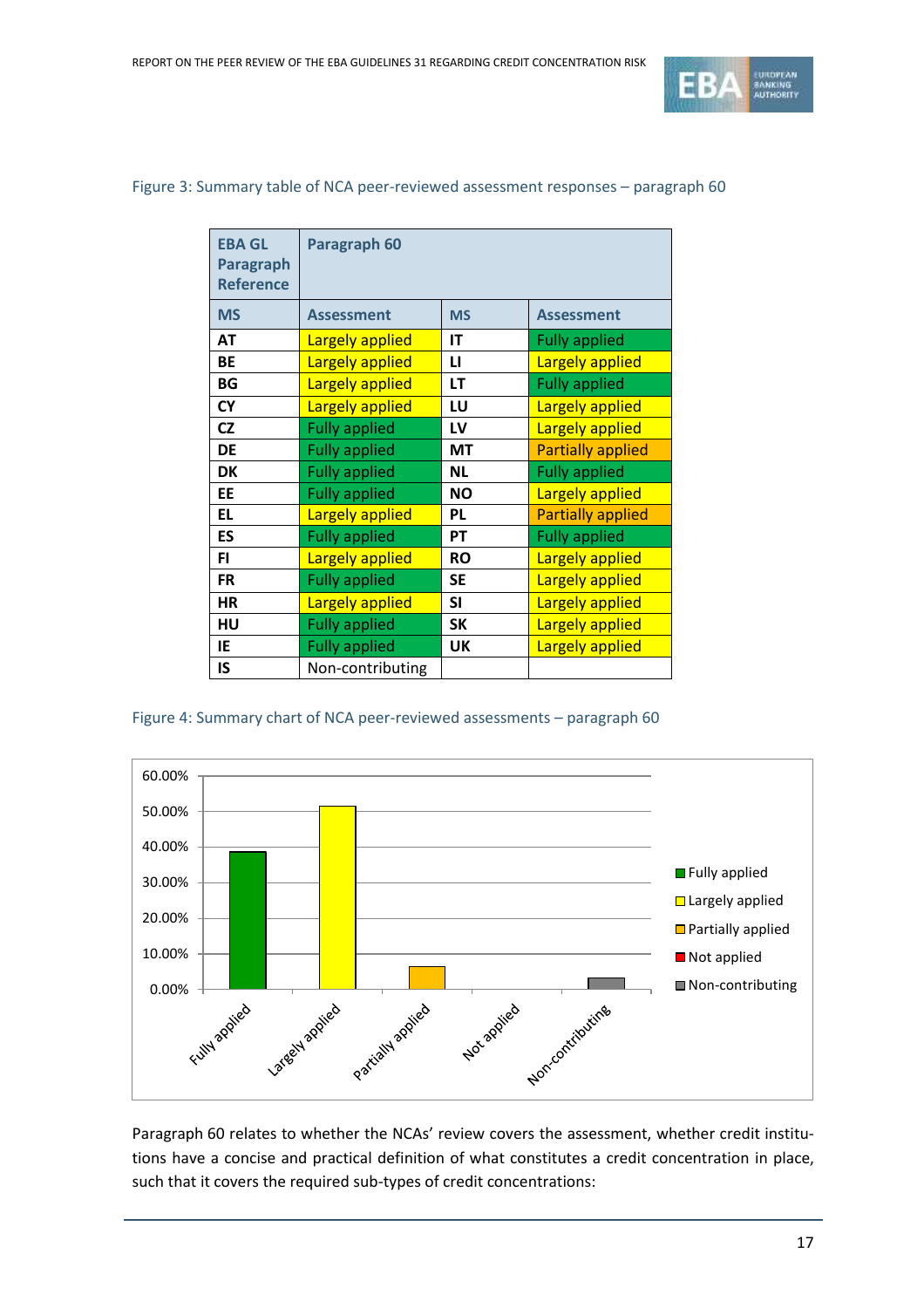Figure 3: Summary table of NCA peer-reviewed assessment responses – paragraph 60

| EBA GL Paragraph Reference | Paragraph 60 | | |
|---|---|---|---|
| **MS** | **Assessment** | **MS** | **Assessment** |
| **AT** | Largely applied | **IT** | Fully applied |
| **BE** | Largely applied | **LI** | Largely applied |
| **BG** | Largely applied | **LT** | Fully applied |
| **CY** | Largely applied | **LU** | Largely applied |
| **CZ** | Fully applied | **LV** | Largely applied |
| **DE** | Fully applied | **MT** | Partially applied |
| **DK** | Fully applied | **NL** | Fully applied |
| **EE** | Fully applied | **NO** | Largely applied |
| **EL** | Largely applied | **PL** | Partially applied |
| **ES** | Fully applied | **PT** | Fully applied |
| **FI** | Largely applied | **RO** | Largely applied |
| **FR** | Fully applied | **SE** | Largely applied |
| **HR** | Largely applied | **SI** | Largely applied |
| **HU** | Fully applied | **SK** | Largely applied |
| **IE** | Fully applied | **UK** | Largely applied |
| **IS** | Non-contributing | | |

Figure 4: Summary chart of NCA peer-reviewed assessments – paragraph 60

Paragraph 60 relates to whether the NCAs' review covers the assessment, whether credit institutions have a concise and practical definition of what constitutes a credit concentration in place, such that it covers the required sub-types of credit concentrations: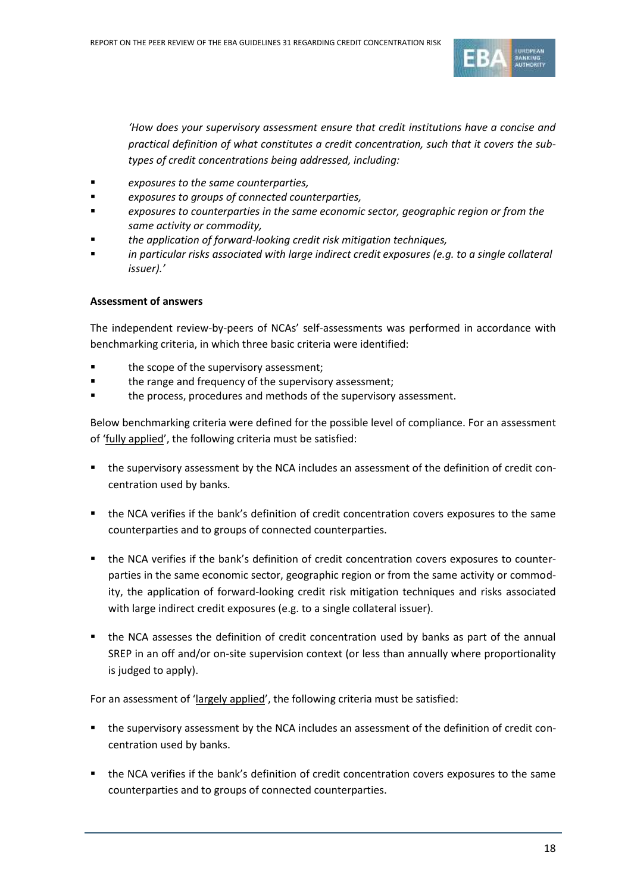*'How does your supervisory assessment ensure that credit institutions have a concise and practical definition of what constitutes a credit concentration, such that it covers the sub-types of credit concentrations being addressed, including:*

- *exposures to the same counterparties,*
- *exposures to groups of connected counterparties,*
- *exposures to counterparties in the same economic sector, geographic region or from the same activity or commodity,*
- *the application of forward-looking credit risk mitigation techniques,*
- *in particular risks associated with large indirect credit exposures (e.g. to a single collateral issuer).'*

**Assessment of answers**

The independent review-by-peers of NCAs' self-assessments was performed in accordance with benchmarking criteria, in which three basic criteria were identified:

- the scope of the supervisory assessment;
- the range and frequency of the supervisory assessment;
- the process, procedures and methods of the supervisory assessment.

Below benchmarking criteria were defined for the possible level of compliance. For an assessment of '<u>fully applied</u>', the following criteria must be satisfied:

- the supervisory assessment by the NCA includes an assessment of the definition of credit concentration used by banks.
- the NCA verifies if the bank's definition of credit concentration covers exposures to the same counterparties and to groups of connected counterparties.
- the NCA verifies if the bank's definition of credit concentration covers exposures to counterparties in the same economic sector, geographic region or from the same activity or commodity, the application of forward-looking credit risk mitigation techniques and risks associated with large indirect credit exposures (e.g. to a single collateral issuer).
- the NCA assesses the definition of credit concentration used by banks as part of the annual SREP in an off and/or on-site supervision context (or less than annually where proportionality is judged to apply).

For an assessment of '<u>largely applied</u>', the following criteria must be satisfied:

- the supervisory assessment by the NCA includes an assessment of the definition of credit concentration used by banks.
- the NCA verifies if the bank's definition of credit concentration covers exposures to the same counterparties and to groups of connected counterparties.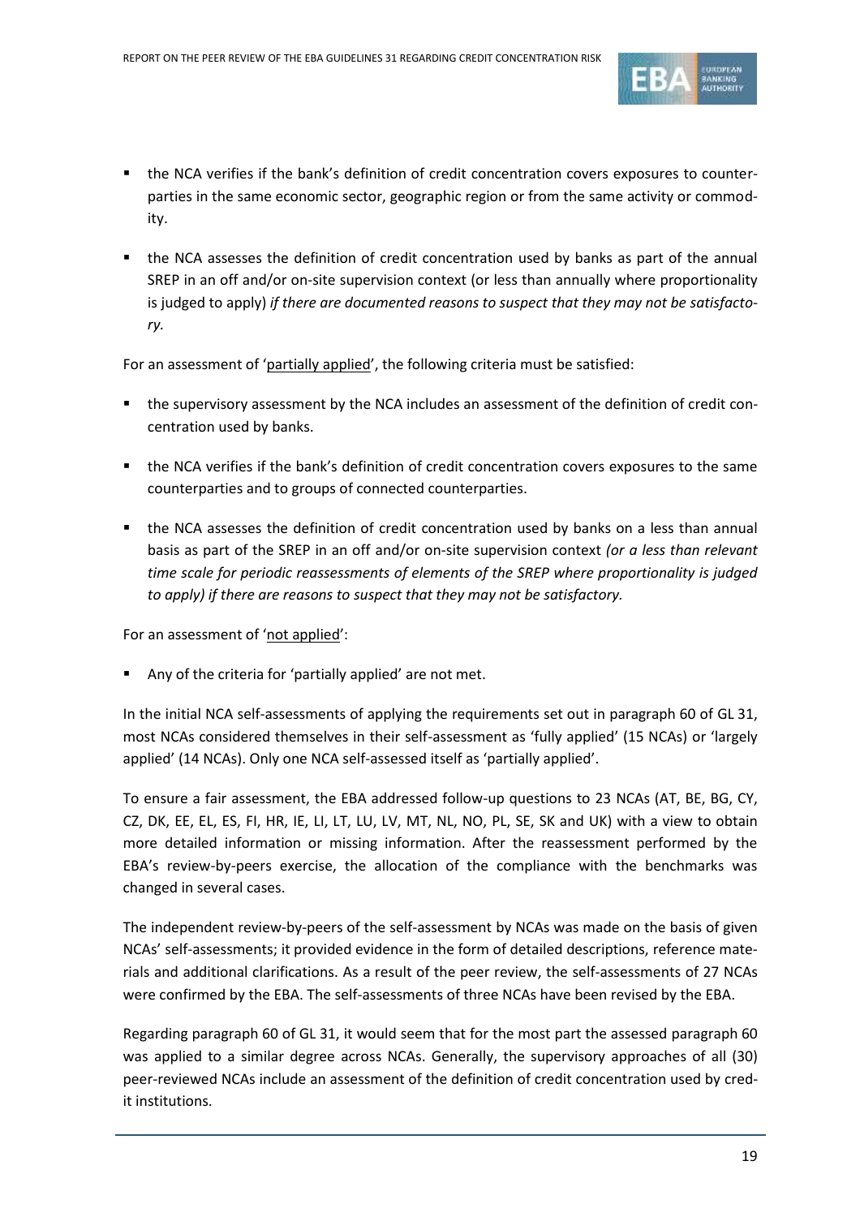- the NCA verifies if the bank's definition of credit concentration covers exposures to counterparties in the same economic sector, geographic region or from the same activity or commodity.
- the NCA assesses the definition of credit concentration used by banks as part of the annual SREP in an off and/or on-site supervision context (or less than annually where proportionality is judged to apply) *if there are documented reasons to suspect that they may not be satisfactory.*

For an assessment of 'partially applied', the following criteria must be satisfied:

- the supervisory assessment by the NCA includes an assessment of the definition of credit concentration used by banks.
- the NCA verifies if the bank's definition of credit concentration covers exposures to the same counterparties and to groups of connected counterparties.
- the NCA assesses the definition of credit concentration used by banks on a less than annual basis as part of the SREP in an off and/or on-site supervision context *(or a less than relevant time scale for periodic reassessments of elements of the SREP where proportionality is judged to apply) if there are reasons to suspect that they may not be satisfactory.*

For an assessment of 'not applied':

- Any of the criteria for 'partially applied' are not met.

In the initial NCA self-assessments of applying the requirements set out in paragraph 60 of GL 31, most NCAs considered themselves in their self-assessment as 'fully applied' (15 NCAs) or 'largely applied' (14 NCAs). Only one NCA self-assessed itself as 'partially applied'.

To ensure a fair assessment, the EBA addressed follow-up questions to 23 NCAs (AT, BE, BG, CY, CZ, DK, EE, EL, ES, FI, HR, IE, LI, LT, LU, LV, MT, NL, NO, PL, SE, SK and UK) with a view to obtain more detailed information or missing information. After the reassessment performed by the EBA's review-by-peers exercise, the allocation of the compliance with the benchmarks was changed in several cases.

The independent review-by-peers of the self-assessment by NCAs was made on the basis of given NCAs' self-assessments; it provided evidence in the form of detailed descriptions, reference materials and additional clarifications. As a result of the peer review, the self-assessments of 27 NCAs were confirmed by the EBA. The self-assessments of three NCAs have been revised by the EBA.

Regarding paragraph 60 of GL 31, it would seem that for the most part the assessed paragraph 60 was applied to a similar degree across NCAs. Generally, the supervisory approaches of all (30) peer-reviewed NCAs include an assessment of the definition of credit concentration used by credit institutions.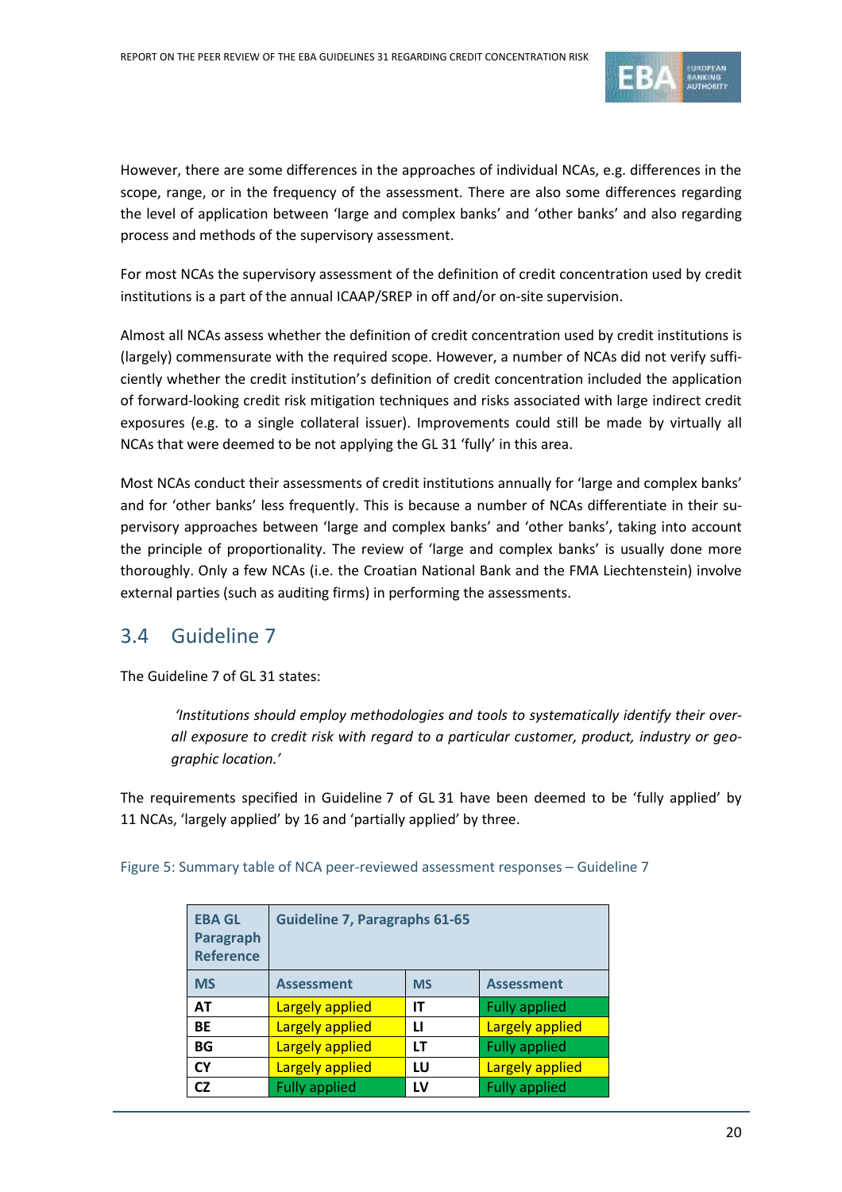However, there are some differences in the approaches of individual NCAs, e.g. differences in the scope, range, or in the frequency of the assessment. There are also some differences regarding the level of application between 'large and complex banks' and 'other banks' and also regarding process and methods of the supervisory assessment.

For most NCAs the supervisory assessment of the definition of credit concentration used by credit institutions is a part of the annual ICAAP/SREP in off and/or on-site supervision.

Almost all NCAs assess whether the definition of credit concentration used by credit institutions is (largely) commensurate with the required scope. However, a number of NCAs did not verify sufficiently whether the credit institution's definition of credit concentration included the application of forward-looking credit risk mitigation techniques and risks associated with large indirect credit exposures (e.g. to a single collateral issuer). Improvements could still be made by virtually all NCAs that were deemed to be not applying the GL 31 'fully' in this area.

Most NCAs conduct their assessments of credit institutions annually for 'large and complex banks' and for 'other banks' less frequently. This is because a number of NCAs differentiate in their supervisory approaches between 'large and complex banks' and 'other banks', taking into account the principle of proportionality. The review of 'large and complex banks' is usually done more thoroughly. Only a few NCAs (i.e. the Croatian National Bank and the FMA Liechtenstein) involve external parties (such as auditing firms) in performing the assessments.

## 3.4 Guideline 7

The Guideline 7 of GL 31 states:

> *'Institutions should employ methodologies and tools to systematically identify their overall exposure to credit risk with regard to a particular customer, product, industry or geographic location.'*

The requirements specified in Guideline 7 of GL 31 have been deemed to be 'fully applied' by 11 NCAs, 'largely applied' by 16 and 'partially applied' by three.

Figure 5: Summary table of NCA peer-reviewed assessment responses – Guideline 7

| **EBA GL Paragraph Reference** | **Guideline 7, Paragraphs 61-65** | | |
|---|---|---|---|
| **MS** | **Assessment** | **MS** | **Assessment** |
| **AT** | Largely applied | **IT** | Fully applied |
| **BE** | Largely applied | **LI** | Largely applied |
| **BG** | Largely applied | **LT** | Fully applied |
| **CY** | Largely applied | **LU** | Largely applied |
| **CZ** | Fully applied | **LV** | Fully applied |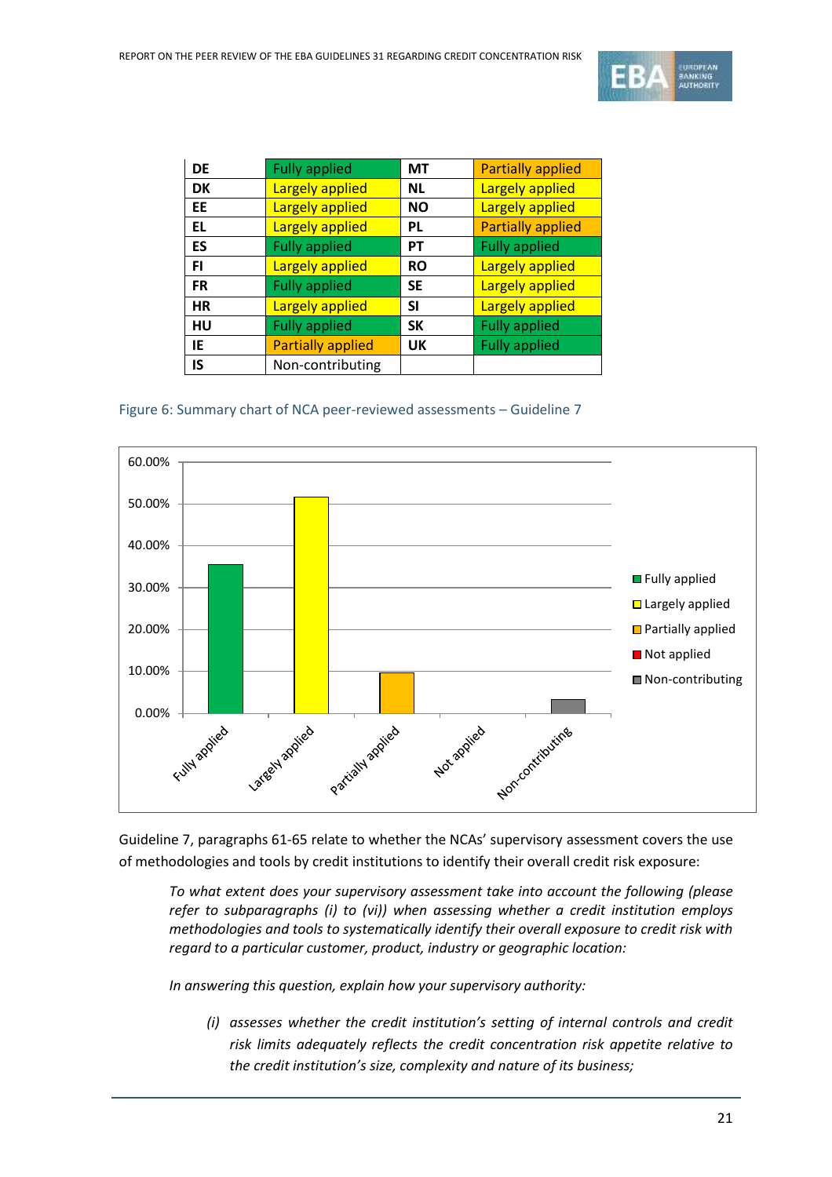| DE | Fully applied | MT | Partially applied |
|---|---|---|---|
| DK | Largely applied | NL | Largely applied |
| EE | Largely applied | NO | Largely applied |
| EL | Largely applied | PL | Partially applied |
| ES | Fully applied | PT | Fully applied |
| FI | Largely applied | RO | Largely applied |
| FR | Fully applied | SE | Largely applied |
| HR | Largely applied | SI | Largely applied |
| HU | Fully applied | SK | Fully applied |
| IE | Partially applied | UK | Fully applied |
| IS | Non-contributing | | |

Figure 6: Summary chart of NCA peer-reviewed assessments – Guideline 7

Guideline 7, paragraphs 61-65 relate to whether the NCAs' supervisory assessment covers the use of methodologies and tools by credit institutions to identify their overall credit risk exposure:

*To what extent does your supervisory assessment take into account the following (please refer to subparagraphs (i) to (vi)) when assessing whether a credit institution employs methodologies and tools to systematically identify their overall exposure to credit risk with regard to a particular customer, product, industry or geographic location:*

*In answering this question, explain how your supervisory authority:*

*(i) assesses whether the credit institution's setting of internal controls and credit risk limits adequately reflects the credit concentration risk appetite relative to the credit institution's size, complexity and nature of its business;*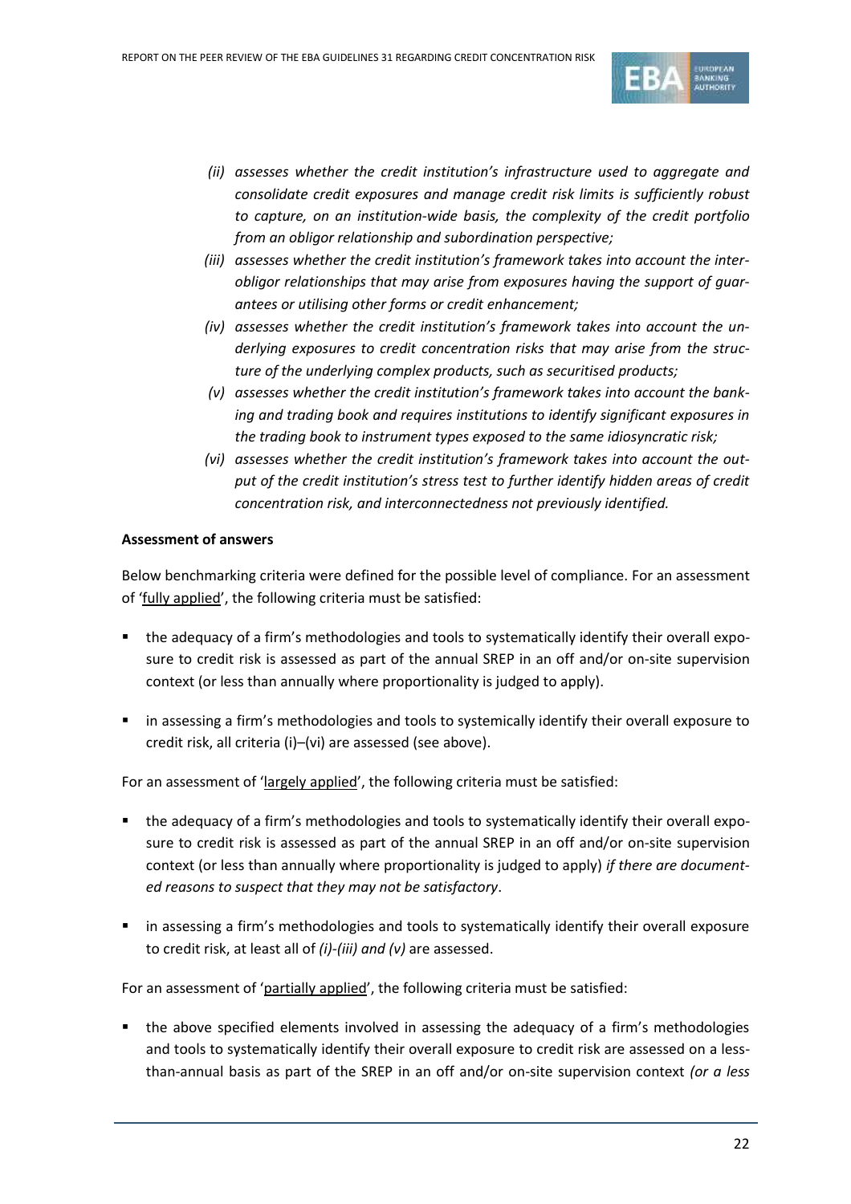*(ii) assesses whether the credit institution's infrastructure used to aggregate and consolidate credit exposures and manage credit risk limits is sufficiently robust to capture, on an institution-wide basis, the complexity of the credit portfolio from an obligor relationship and subordination perspective;*

*(iii) assesses whether the credit institution's framework takes into account the inter-obligor relationships that may arise from exposures having the support of guarantees or utilising other forms or credit enhancement;*

*(iv) assesses whether the credit institution's framework takes into account the underlying exposures to credit concentration risks that may arise from the structure of the underlying complex products, such as securitised products;*

*(v) assesses whether the credit institution's framework takes into account the banking and trading book and requires institutions to identify significant exposures in the trading book to instrument types exposed to the same idiosyncratic risk;*

*(vi) assesses whether the credit institution's framework takes into account the output of the credit institution's stress test to further identify hidden areas of credit concentration risk, and interconnectedness not previously identified.*

**Assessment of answers**

Below benchmarking criteria were defined for the possible level of compliance. For an assessment of 'fully applied', the following criteria must be satisfied:

- the adequacy of a firm's methodologies and tools to systematically identify their overall exposure to credit risk is assessed as part of the annual SREP in an off and/or on-site supervision context (or less than annually where proportionality is judged to apply).
- in assessing a firm's methodologies and tools to systemically identify their overall exposure to credit risk, all criteria (i)–(vi) are assessed (see above).

For an assessment of 'largely applied', the following criteria must be satisfied:

- the adequacy of a firm's methodologies and tools to systematically identify their overall exposure to credit risk is assessed as part of the annual SREP in an off and/or on-site supervision context (or less than annually where proportionality is judged to apply) *if there are documented reasons to suspect that they may not be satisfactory*.
- in assessing a firm's methodologies and tools to systematically identify their overall exposure to credit risk, at least all of *(i)-(iii) and (v)* are assessed.

For an assessment of 'partially applied', the following criteria must be satisfied:

- the above specified elements involved in assessing the adequacy of a firm's methodologies and tools to systematically identify their overall exposure to credit risk are assessed on a less-than-annual basis as part of the SREP in an off and/or on-site supervision context *(or a less*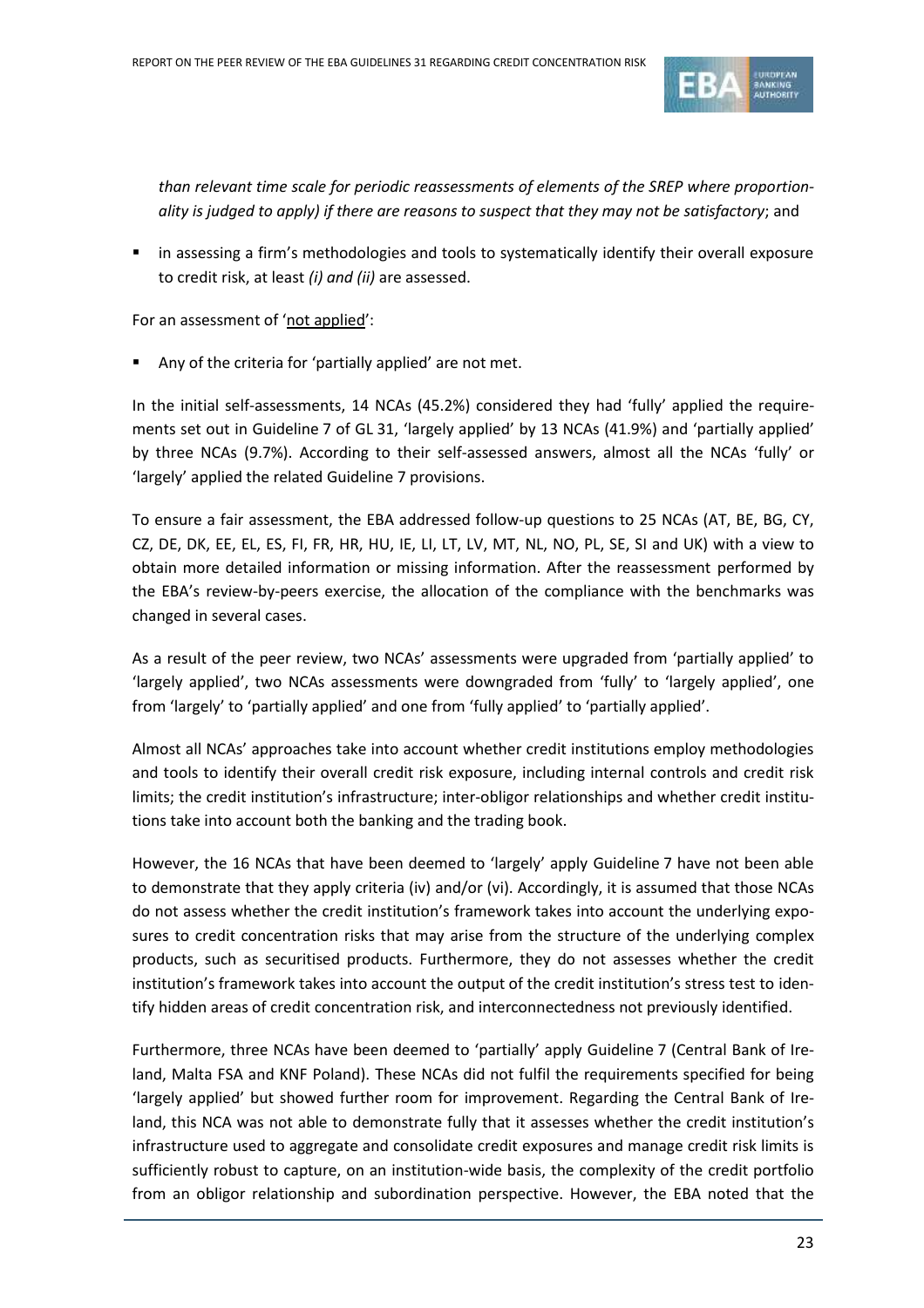*than relevant time scale for periodic reassessments of elements of the SREP where proportionality is judged to apply) if there are reasons to suspect that they may not be satisfactory*; and

- in assessing a firm's methodologies and tools to systematically identify their overall exposure to credit risk, at least *(i) and (ii)* are assessed.

For an assessment of 'not applied':

- Any of the criteria for 'partially applied' are not met.

In the initial self-assessments, 14 NCAs (45.2%) considered they had 'fully' applied the requirements set out in Guideline 7 of GL 31, 'largely applied' by 13 NCAs (41.9%) and 'partially applied' by three NCAs (9.7%). According to their self-assessed answers, almost all the NCAs 'fully' or 'largely' applied the related Guideline 7 provisions.

To ensure a fair assessment, the EBA addressed follow-up questions to 25 NCAs (AT, BE, BG, CY, CZ, DE, DK, EE, EL, ES, FI, FR, HR, HU, IE, LI, LT, LV, MT, NL, NO, PL, SE, SI and UK) with a view to obtain more detailed information or missing information. After the reassessment performed by the EBA's review-by-peers exercise, the allocation of the compliance with the benchmarks was changed in several cases.

As a result of the peer review, two NCAs' assessments were upgraded from 'partially applied' to 'largely applied', two NCAs assessments were downgraded from 'fully' to 'largely applied', one from 'largely' to 'partially applied' and one from 'fully applied' to 'partially applied'.

Almost all NCAs' approaches take into account whether credit institutions employ methodologies and tools to identify their overall credit risk exposure, including internal controls and credit risk limits; the credit institution's infrastructure; inter-obligor relationships and whether credit institutions take into account both the banking and the trading book.

However, the 16 NCAs that have been deemed to 'largely' apply Guideline 7 have not been able to demonstrate that they apply criteria (iv) and/or (vi). Accordingly, it is assumed that those NCAs do not assess whether the credit institution's framework takes into account the underlying exposures to credit concentration risks that may arise from the structure of the underlying complex products, such as securitised products. Furthermore, they do not assesses whether the credit institution's framework takes into account the output of the credit institution's stress test to identify hidden areas of credit concentration risk, and interconnectedness not previously identified.

Furthermore, three NCAs have been deemed to 'partially' apply Guideline 7 (Central Bank of Ireland, Malta FSA and KNF Poland). These NCAs did not fulfil the requirements specified for being 'largely applied' but showed further room for improvement. Regarding the Central Bank of Ireland, this NCA was not able to demonstrate fully that it assesses whether the credit institution's infrastructure used to aggregate and consolidate credit exposures and manage credit risk limits is sufficiently robust to capture, on an institution-wide basis, the complexity of the credit portfolio from an obligor relationship and subordination perspective. However, the EBA noted that the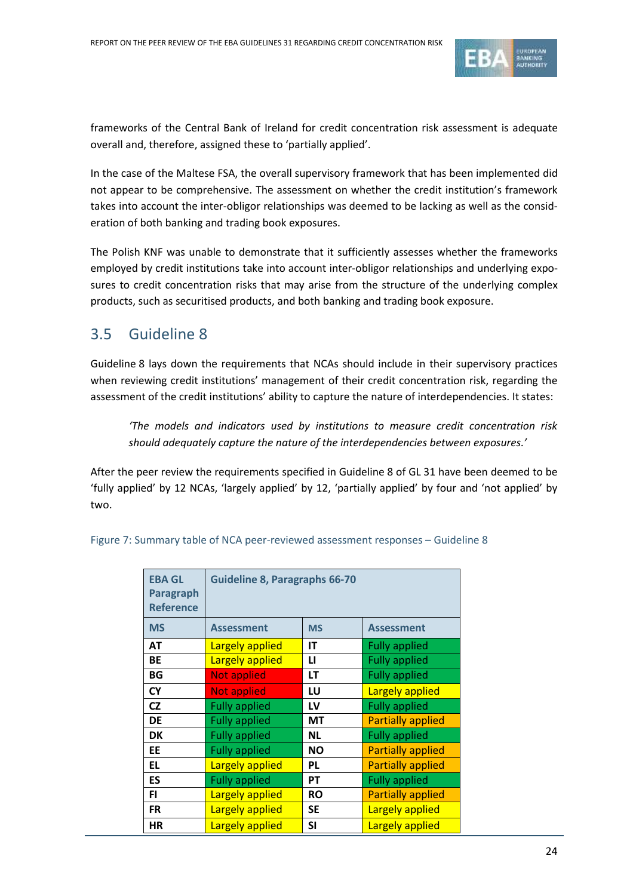frameworks of the Central Bank of Ireland for credit concentration risk assessment is adequate overall and, therefore, assigned these to 'partially applied'.

In the case of the Maltese FSA, the overall supervisory framework that has been implemented did not appear to be comprehensive. The assessment on whether the credit institution's framework takes into account the inter-obligor relationships was deemed to be lacking as well as the consideration of both banking and trading book exposures.

The Polish KNF was unable to demonstrate that it sufficiently assesses whether the frameworks employed by credit institutions take into account inter-obligor relationships and underlying exposures to credit concentration risks that may arise from the structure of the underlying complex products, such as securitised products, and both banking and trading book exposure.

## 3.5 Guideline 8

Guideline 8 lays down the requirements that NCAs should include in their supervisory practices when reviewing credit institutions' management of their credit concentration risk, regarding the assessment of the credit institutions' ability to capture the nature of interdependencies. It states:

> *'The models and indicators used by institutions to measure credit concentration risk should adequately capture the nature of the interdependencies between exposures.'*

After the peer review the requirements specified in Guideline 8 of GL 31 have been deemed to be 'fully applied' by 12 NCAs, 'largely applied' by 12, 'partially applied' by four and 'not applied' by two.

Figure 7: Summary table of NCA peer-reviewed assessment responses – Guideline 8

| EBA GL Paragraph Reference | Guideline 8, Paragraphs 66-70 | | |
|---|---|---|---|
| **MS** | **Assessment** | **MS** | **Assessment** |
| **AT** | Largely applied | **IT** | Fully applied |
| **BE** | Largely applied | **LI** | Fully applied |
| **BG** | Not applied | **LT** | Fully applied |
| **CY** | Not applied | **LU** | Largely applied |
| **CZ** | Fully applied | **LV** | Fully applied |
| **DE** | Fully applied | **MT** | Partially applied |
| **DK** | Fully applied | **NL** | Fully applied |
| **EE** | Fully applied | **NO** | Partially applied |
| **EL** | Largely applied | **PL** | Partially applied |
| **ES** | Fully applied | **PT** | Fully applied |
| **FI** | Largely applied | **RO** | Partially applied |
| **FR** | Largely applied | **SE** | Largely applied |
| **HR** | Largely applied | **SI** | Largely applied |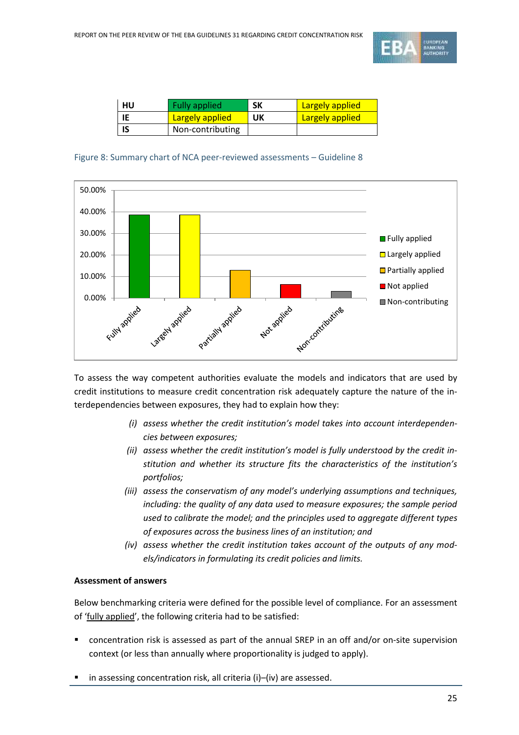| HU | Fully applied | SK | Largely applied |
|---|---|---|---|
| IE | Largely applied | UK | Largely applied |
| IS | Non-contributing | | |

Figure 8: Summary chart of NCA peer-reviewed assessments – Guideline 8

To assess the way competent authorities evaluate the models and indicators that are used by credit institutions to measure credit concentration risk adequately capture the nature of the interdependencies between exposures, they had to explain how they:

- *(i) assess whether the credit institution's model takes into account interdependencies between exposures;*
- *(ii) assess whether the credit institution's model is fully understood by the credit institution and whether its structure fits the characteristics of the institution's portfolios;*
- *(iii) assess the conservatism of any model's underlying assumptions and techniques, including: the quality of any data used to measure exposures; the sample period used to calibrate the model; and the principles used to aggregate different types of exposures across the business lines of an institution; and*
- *(iv) assess whether the credit institution takes account of the outputs of any models/indicators in formulating its credit policies and limits.*

**Assessment of answers**

Below benchmarking criteria were defined for the possible level of compliance. For an assessment of '<u>fully applied</u>', the following criteria had to be satisfied:

- concentration risk is assessed as part of the annual SREP in an off and/or on-site supervision context (or less than annually where proportionality is judged to apply).
- in assessing concentration risk, all criteria (i)–(iv) are assessed.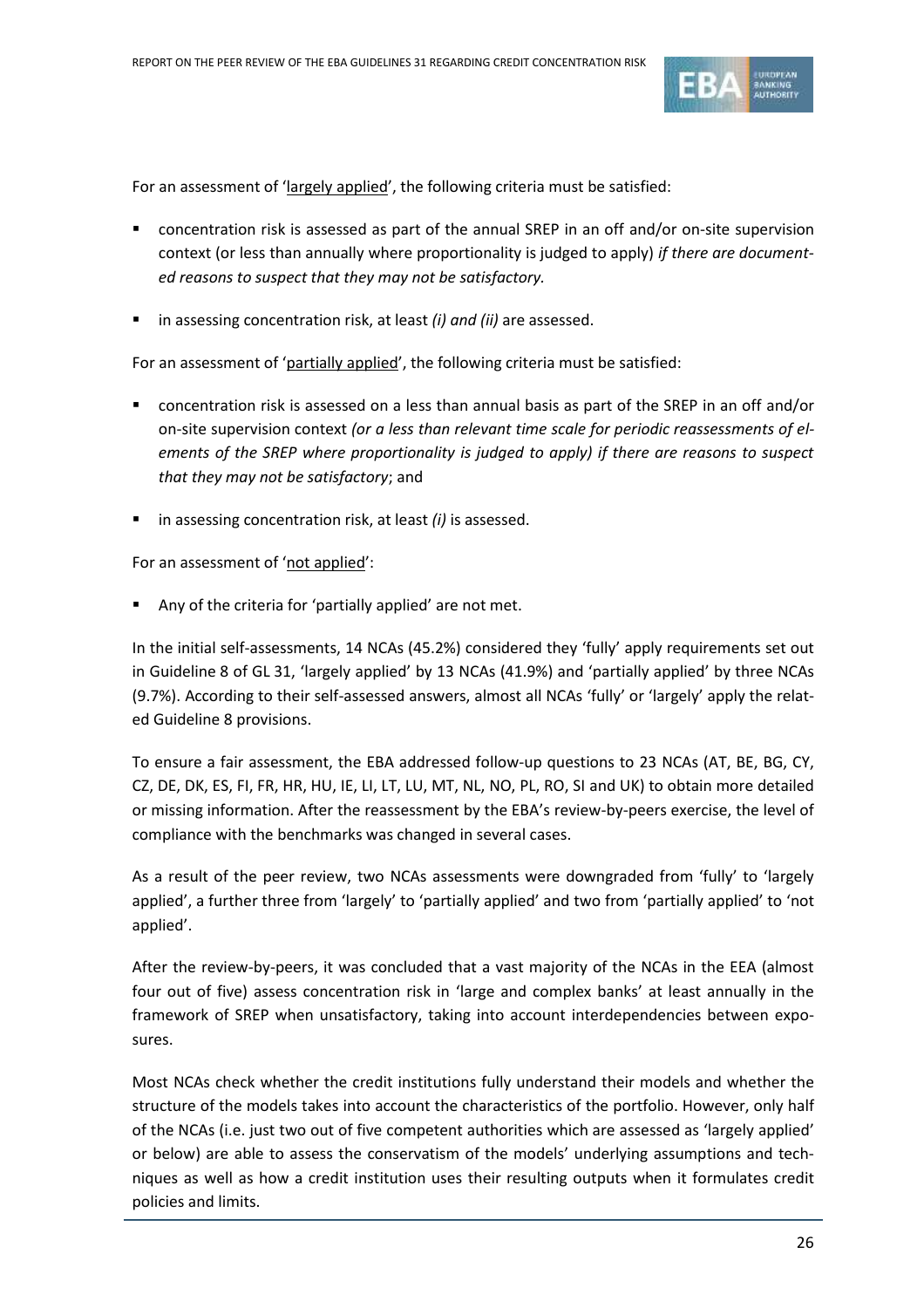For an assessment of 'largely applied', the following criteria must be satisfied:

- concentration risk is assessed as part of the annual SREP in an off and/or on-site supervision context (or less than annually where proportionality is judged to apply) *if there are documented reasons to suspect that they may not be satisfactory.*
- in assessing concentration risk, at least *(i) and (ii)* are assessed.

For an assessment of 'partially applied', the following criteria must be satisfied:

- concentration risk is assessed on a less than annual basis as part of the SREP in an off and/or on-site supervision context *(or a less than relevant time scale for periodic reassessments of elements of the SREP where proportionality is judged to apply) if there are reasons to suspect that they may not be satisfactory*; and
- in assessing concentration risk, at least *(i)* is assessed.

For an assessment of 'not applied':

- Any of the criteria for 'partially applied' are not met.

In the initial self-assessments, 14 NCAs (45.2%) considered they 'fully' apply requirements set out in Guideline 8 of GL 31, 'largely applied' by 13 NCAs (41.9%) and 'partially applied' by three NCAs (9.7%). According to their self-assessed answers, almost all NCAs 'fully' or 'largely' apply the related Guideline 8 provisions.

To ensure a fair assessment, the EBA addressed follow-up questions to 23 NCAs (AT, BE, BG, CY, CZ, DE, DK, ES, FI, FR, HR, HU, IE, LI, LT, LU, MT, NL, NO, PL, RO, SI and UK) to obtain more detailed or missing information. After the reassessment by the EBA's review-by-peers exercise, the level of compliance with the benchmarks was changed in several cases.

As a result of the peer review, two NCAs assessments were downgraded from 'fully' to 'largely applied', a further three from 'largely' to 'partially applied' and two from 'partially applied' to 'not applied'.

After the review-by-peers, it was concluded that a vast majority of the NCAs in the EEA (almost four out of five) assess concentration risk in 'large and complex banks' at least annually in the framework of SREP when unsatisfactory, taking into account interdependencies between exposures.

Most NCAs check whether the credit institutions fully understand their models and whether the structure of the models takes into account the characteristics of the portfolio. However, only half of the NCAs (i.e. just two out of five competent authorities which are assessed as 'largely applied' or below) are able to assess the conservatism of the models' underlying assumptions and techniques as well as how a credit institution uses their resulting outputs when it formulates credit policies and limits.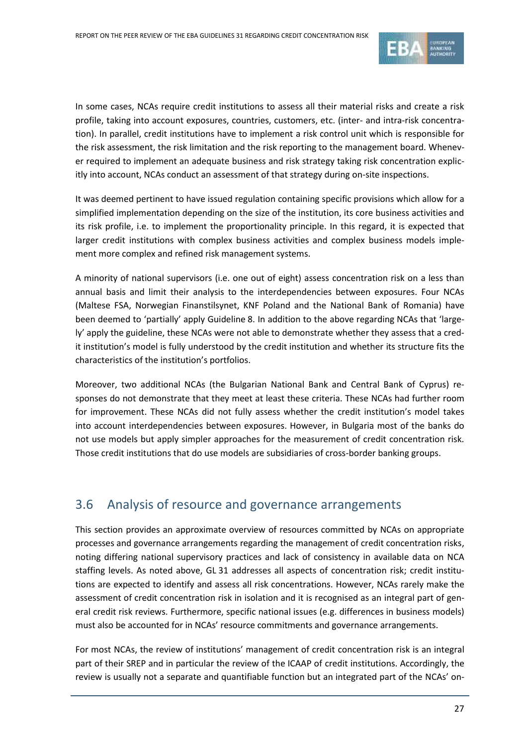In some cases, NCAs require credit institutions to assess all their material risks and create a risk profile, taking into account exposures, countries, customers, etc. (inter- and intra-risk concentration). In parallel, credit institutions have to implement a risk control unit which is responsible for the risk assessment, the risk limitation and the risk reporting to the management board. Whenever required to implement an adequate business and risk strategy taking risk concentration explicitly into account, NCAs conduct an assessment of that strategy during on-site inspections.

It was deemed pertinent to have issued regulation containing specific provisions which allow for a simplified implementation depending on the size of the institution, its core business activities and its risk profile, i.e. to implement the proportionality principle. In this regard, it is expected that larger credit institutions with complex business activities and complex business models implement more complex and refined risk management systems.

A minority of national supervisors (i.e. one out of eight) assess concentration risk on a less than annual basis and limit their analysis to the interdependencies between exposures. Four NCAs (Maltese FSA, Norwegian Finanstilsynet, KNF Poland and the National Bank of Romania) have been deemed to 'partially' apply Guideline 8. In addition to the above regarding NCAs that 'largely' apply the guideline, these NCAs were not able to demonstrate whether they assess that a credit institution's model is fully understood by the credit institution and whether its structure fits the characteristics of the institution's portfolios.

Moreover, two additional NCAs (the Bulgarian National Bank and Central Bank of Cyprus) responses do not demonstrate that they meet at least these criteria. These NCAs had further room for improvement. These NCAs did not fully assess whether the credit institution's model takes into account interdependencies between exposures. However, in Bulgaria most of the banks do not use models but apply simpler approaches for the measurement of credit concentration risk. Those credit institutions that do use models are subsidiaries of cross-border banking groups.

## 3.6 Analysis of resource and governance arrangements

This section provides an approximate overview of resources committed by NCAs on appropriate processes and governance arrangements regarding the management of credit concentration risks, noting differing national supervisory practices and lack of consistency in available data on NCA staffing levels. As noted above, GL 31 addresses all aspects of concentration risk; credit institutions are expected to identify and assess all risk concentrations. However, NCAs rarely make the assessment of credit concentration risk in isolation and it is recognised as an integral part of general credit risk reviews. Furthermore, specific national issues (e.g. differences in business models) must also be accounted for in NCAs' resource commitments and governance arrangements.

For most NCAs, the review of institutions' management of credit concentration risk is an integral part of their SREP and in particular the review of the ICAAP of credit institutions. Accordingly, the review is usually not a separate and quantifiable function but an integrated part of the NCAs' on-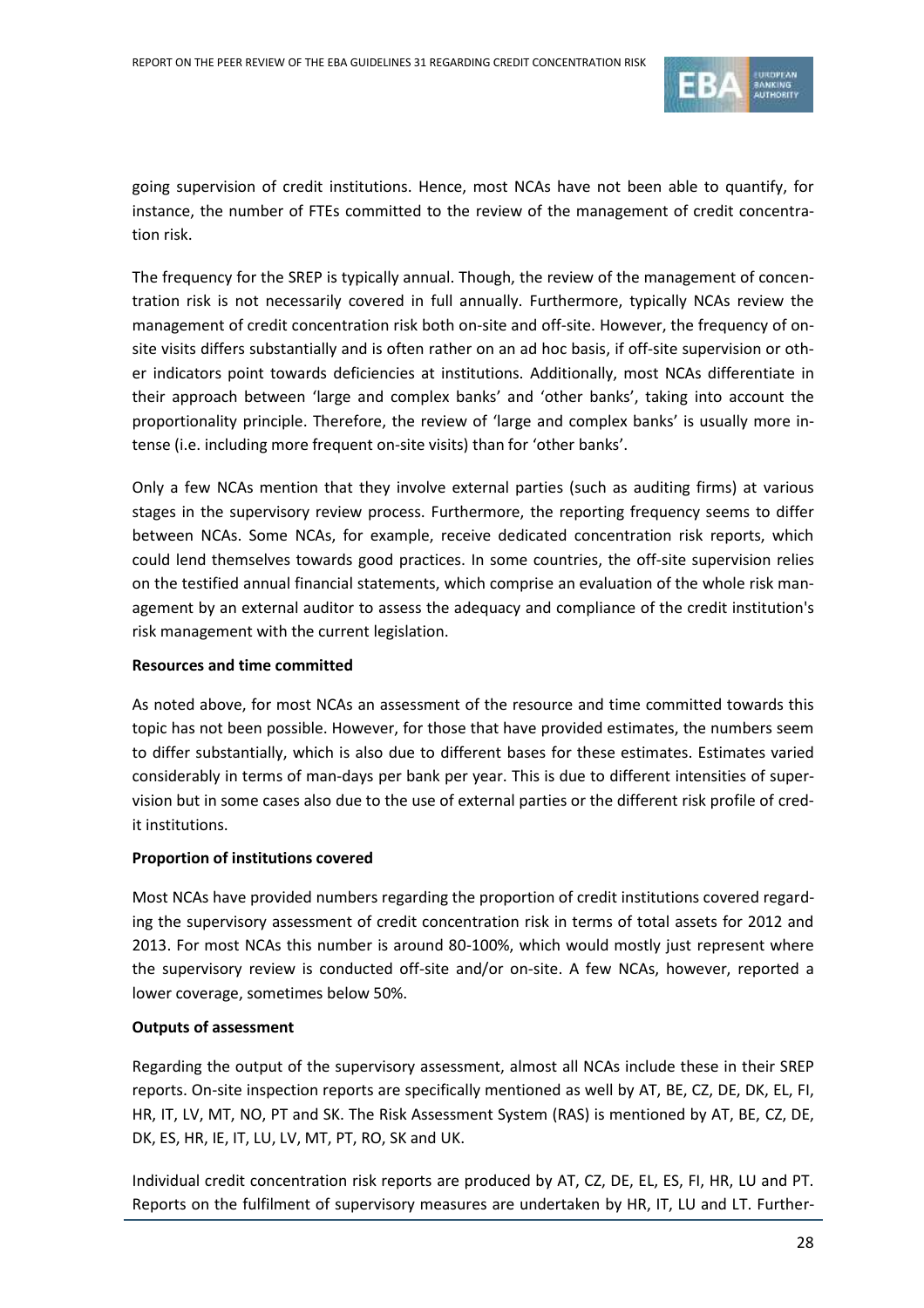going supervision of credit institutions. Hence, most NCAs have not been able to quantify, for instance, the number of FTEs committed to the review of the management of credit concentration risk.

The frequency for the SREP is typically annual. Though, the review of the management of concentration risk is not necessarily covered in full annually. Furthermore, typically NCAs review the management of credit concentration risk both on-site and off-site. However, the frequency of on-site visits differs substantially and is often rather on an ad hoc basis, if off-site supervision or other indicators point towards deficiencies at institutions. Additionally, most NCAs differentiate in their approach between 'large and complex banks' and 'other banks', taking into account the proportionality principle. Therefore, the review of 'large and complex banks' is usually more intense (i.e. including more frequent on-site visits) than for 'other banks'.

Only a few NCAs mention that they involve external parties (such as auditing firms) at various stages in the supervisory review process. Furthermore, the reporting frequency seems to differ between NCAs. Some NCAs, for example, receive dedicated concentration risk reports, which could lend themselves towards good practices. In some countries, the off-site supervision relies on the testified annual financial statements, which comprise an evaluation of the whole risk management by an external auditor to assess the adequacy and compliance of the credit institution's risk management with the current legislation.

**Resources and time committed**

As noted above, for most NCAs an assessment of the resource and time committed towards this topic has not been possible. However, for those that have provided estimates, the numbers seem to differ substantially, which is also due to different bases for these estimates. Estimates varied considerably in terms of man-days per bank per year. This is due to different intensities of supervision but in some cases also due to the use of external parties or the different risk profile of credit institutions.

**Proportion of institutions covered**

Most NCAs have provided numbers regarding the proportion of credit institutions covered regarding the supervisory assessment of credit concentration risk in terms of total assets for 2012 and 2013. For most NCAs this number is around 80-100%, which would mostly just represent where the supervisory review is conducted off-site and/or on-site. A few NCAs, however, reported a lower coverage, sometimes below 50%.

**Outputs of assessment**

Regarding the output of the supervisory assessment, almost all NCAs include these in their SREP reports. On-site inspection reports are specifically mentioned as well by AT, BE, CZ, DE, DK, EL, FI, HR, IT, LV, MT, NO, PT and SK. The Risk Assessment System (RAS) is mentioned by AT, BE, CZ, DE, DK, ES, HR, IE, IT, LU, LV, MT, PT, RO, SK and UK.

Individual credit concentration risk reports are produced by AT, CZ, DE, EL, ES, FI, HR, LU and PT. Reports on the fulfilment of supervisory measures are undertaken by HR, IT, LU and LT. Further-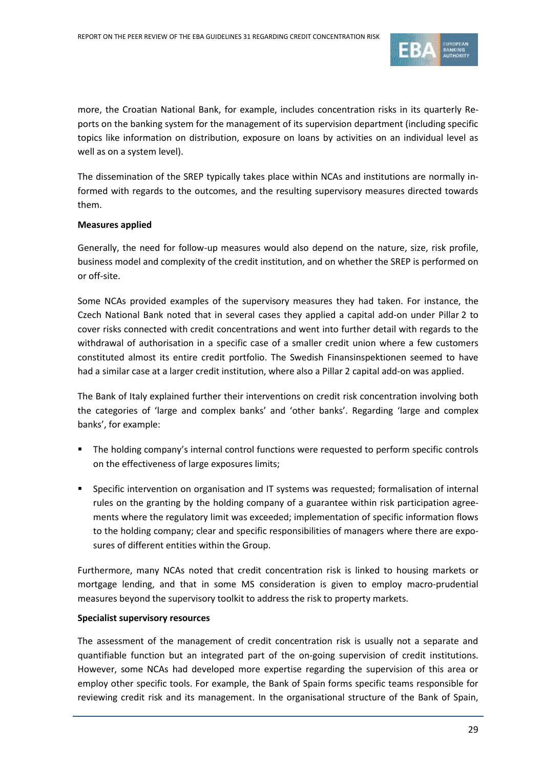more, the Croatian National Bank, for example, includes concentration risks in its quarterly Reports on the banking system for the management of its supervision department (including specific topics like information on distribution, exposure on loans by activities on an individual level as well as on a system level).

The dissemination of the SREP typically takes place within NCAs and institutions are normally informed with regards to the outcomes, and the resulting supervisory measures directed towards them.

**Measures applied**

Generally, the need for follow-up measures would also depend on the nature, size, risk profile, business model and complexity of the credit institution, and on whether the SREP is performed on or off-site.

Some NCAs provided examples of the supervisory measures they had taken. For instance, the Czech National Bank noted that in several cases they applied a capital add-on under Pillar 2 to cover risks connected with credit concentrations and went into further detail with regards to the withdrawal of authorisation in a specific case of a smaller credit union where a few customers constituted almost its entire credit portfolio. The Swedish Finansinspektionen seemed to have had a similar case at a larger credit institution, where also a Pillar 2 capital add-on was applied.

The Bank of Italy explained further their interventions on credit risk concentration involving both the categories of 'large and complex banks' and 'other banks'. Regarding 'large and complex banks', for example:

- The holding company's internal control functions were requested to perform specific controls on the effectiveness of large exposures limits;
- Specific intervention on organisation and IT systems was requested; formalisation of internal rules on the granting by the holding company of a guarantee within risk participation agreements where the regulatory limit was exceeded; implementation of specific information flows to the holding company; clear and specific responsibilities of managers where there are exposures of different entities within the Group.

Furthermore, many NCAs noted that credit concentration risk is linked to housing markets or mortgage lending, and that in some MS consideration is given to employ macro-prudential measures beyond the supervisory toolkit to address the risk to property markets.

**Specialist supervisory resources**

The assessment of the management of credit concentration risk is usually not a separate and quantifiable function but an integrated part of the on-going supervision of credit institutions. However, some NCAs had developed more expertise regarding the supervision of this area or employ other specific tools. For example, the Bank of Spain forms specific teams responsible for reviewing credit risk and its management. In the organisational structure of the Bank of Spain,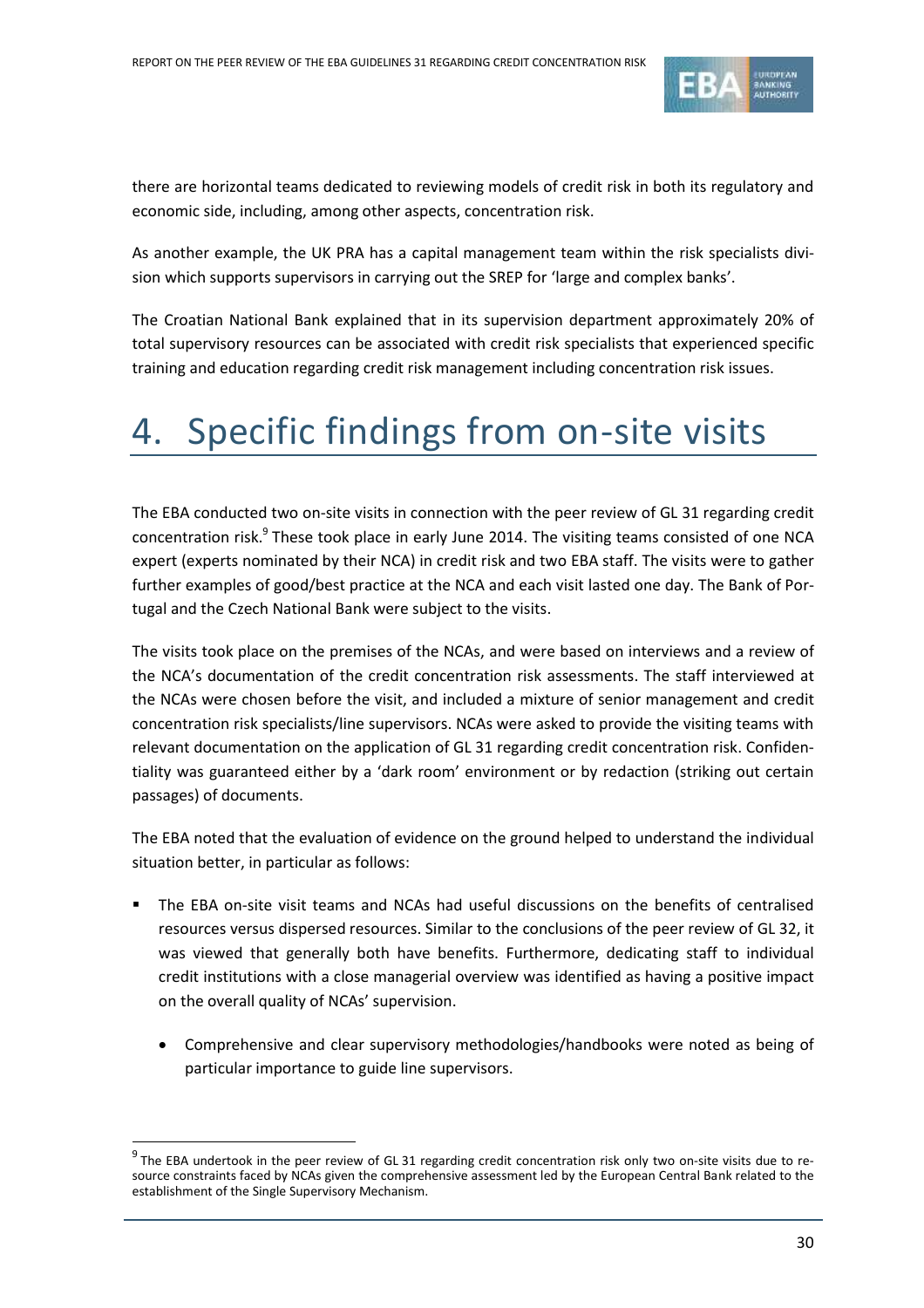there are horizontal teams dedicated to reviewing models of credit risk in both its regulatory and economic side, including, among other aspects, concentration risk.

As another example, the UK PRA has a capital management team within the risk specialists division which supports supervisors in carrying out the SREP for 'large and complex banks'.

The Croatian National Bank explained that in its supervision department approximately 20% of total supervisory resources can be associated with credit risk specialists that experienced specific training and education regarding credit risk management including concentration risk issues.

# 4. Specific findings from on-site visits

The EBA conducted two on-site visits in connection with the peer review of GL 31 regarding credit concentration risk.[9] These took place in early June 2014. The visiting teams consisted of one NCA expert (experts nominated by their NCA) in credit risk and two EBA staff. The visits were to gather further examples of good/best practice at the NCA and each visit lasted one day. The Bank of Portugal and the Czech National Bank were subject to the visits.

The visits took place on the premises of the NCAs, and were based on interviews and a review of the NCA's documentation of the credit concentration risk assessments. The staff interviewed at the NCAs were chosen before the visit, and included a mixture of senior management and credit concentration risk specialists/line supervisors. NCAs were asked to provide the visiting teams with relevant documentation on the application of GL 31 regarding credit concentration risk. Confidentiality was guaranteed either by a 'dark room' environment or by redaction (striking out certain passages) of documents.

The EBA noted that the evaluation of evidence on the ground helped to understand the individual situation better, in particular as follows:

- The EBA on-site visit teams and NCAs had useful discussions on the benefits of centralised resources versus dispersed resources. Similar to the conclusions of the peer review of GL 32, it was viewed that generally both have benefits. Furthermore, dedicating staff to individual credit institutions with a close managerial overview was identified as having a positive impact on the overall quality of NCAs' supervision.
    - Comprehensive and clear supervisory methodologies/handbooks were noted as being of particular importance to guide line supervisors.

[9] The EBA undertook in the peer review of GL 31 regarding credit concentration risk only two on-site visits due to resource constraints faced by NCAs given the comprehensive assessment led by the European Central Bank related to the establishment of the Single Supervisory Mechanism.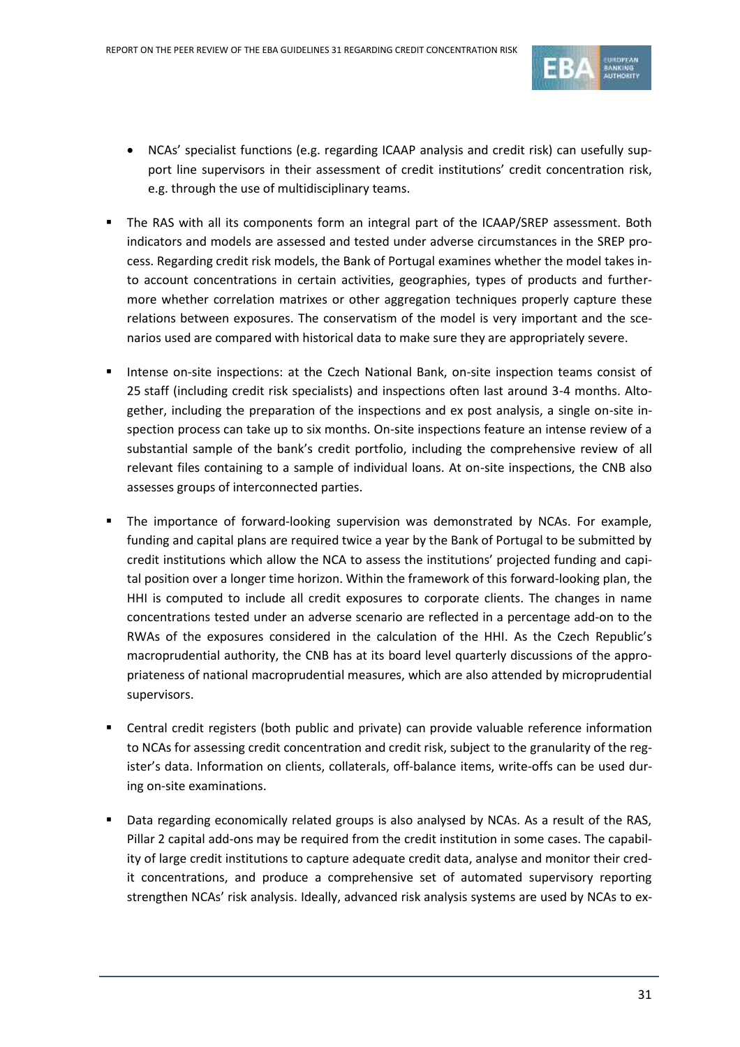- NCAs' specialist functions (e.g. regarding ICAAP analysis and credit risk) can usefully support line supervisors in their assessment of credit institutions' credit concentration risk, e.g. through the use of multidisciplinary teams.

- The RAS with all its components form an integral part of the ICAAP/SREP assessment. Both indicators and models are assessed and tested under adverse circumstances in the SREP process. Regarding credit risk models, the Bank of Portugal examines whether the model takes into account concentrations in certain activities, geographies, types of products and furthermore whether correlation matrixes or other aggregation techniques properly capture these relations between exposures. The conservatism of the model is very important and the scenarios used are compared with historical data to make sure they are appropriately severe.

- Intense on-site inspections: at the Czech National Bank, on-site inspection teams consist of 25 staff (including credit risk specialists) and inspections often last around 3-4 months. Altogether, including the preparation of the inspections and ex post analysis, a single on-site inspection process can take up to six months. On-site inspections feature an intense review of a substantial sample of the bank's credit portfolio, including the comprehensive review of all relevant files containing to a sample of individual loans. At on-site inspections, the CNB also assesses groups of interconnected parties.

- The importance of forward-looking supervision was demonstrated by NCAs. For example, funding and capital plans are required twice a year by the Bank of Portugal to be submitted by credit institutions which allow the NCA to assess the institutions' projected funding and capital position over a longer time horizon. Within the framework of this forward-looking plan, the HHI is computed to include all credit exposures to corporate clients. The changes in name concentrations tested under an adverse scenario are reflected in a percentage add-on to the RWAs of the exposures considered in the calculation of the HHI. As the Czech Republic's macroprudential authority, the CNB has at its board level quarterly discussions of the appropriateness of national macroprudential measures, which are also attended by microprudential supervisors.

- Central credit registers (both public and private) can provide valuable reference information to NCAs for assessing credit concentration and credit risk, subject to the granularity of the register's data. Information on clients, collaterals, off-balance items, write-offs can be used during on-site examinations.

- Data regarding economically related groups is also analysed by NCAs. As a result of the RAS, Pillar 2 capital add-ons may be required from the credit institution in some cases. The capability of large credit institutions to capture adequate credit data, analyse and monitor their credit concentrations, and produce a comprehensive set of automated supervisory reporting strengthen NCAs' risk analysis. Ideally, advanced risk analysis systems are used by NCAs to ex-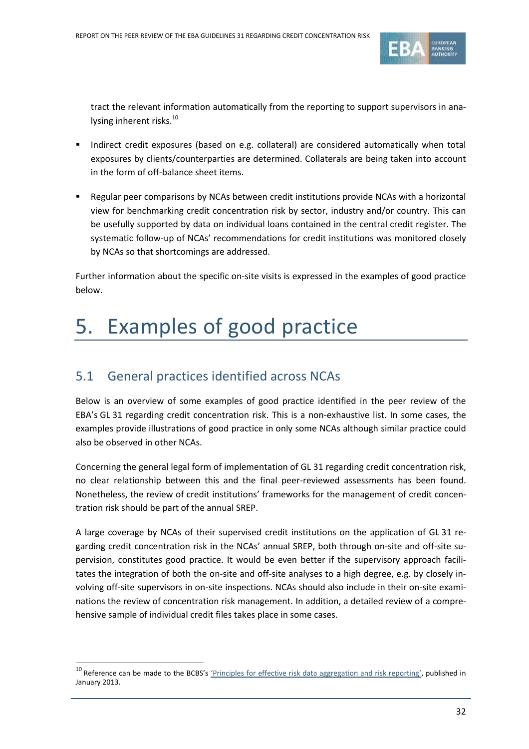tract the relevant information automatically from the reporting to support supervisors in analysing inherent risks.[10]

- Indirect credit exposures (based on e.g. collateral) are considered automatically when total exposures by clients/counterparties are determined. Collaterals are being taken into account in the form of off-balance sheet items.

- Regular peer comparisons by NCAs between credit institutions provide NCAs with a horizontal view for benchmarking credit concentration risk by sector, industry and/or country. This can be usefully supported by data on individual loans contained in the central credit register. The systematic follow-up of NCAs' recommendations for credit institutions was monitored closely by NCAs so that shortcomings are addressed.

Further information about the specific on-site visits is expressed in the examples of good practice below.

# 5. Examples of good practice

## 5.1 General practices identified across NCAs

Below is an overview of some examples of good practice identified in the peer review of the EBA's GL 31 regarding credit concentration risk. This is a non-exhaustive list. In some cases, the examples provide illustrations of good practice in only some NCAs although similar practice could also be observed in other NCAs.

Concerning the general legal form of implementation of GL 31 regarding credit concentration risk, no clear relationship between this and the final peer-reviewed assessments has been found. Nonetheless, the review of credit institutions' frameworks for the management of credit concentration risk should be part of the annual SREP.

A large coverage by NCAs of their supervised credit institutions on the application of GL 31 regarding credit concentration risk in the NCAs' annual SREP, both through on-site and off-site supervision, constitutes good practice. It would be even better if the supervisory approach facilitates the integration of both the on-site and off-site analyses to a high degree, e.g. by closely involving off-site supervisors in on-site inspections. NCAs should also include in their on-site examinations the review of concentration risk management. In addition, a detailed review of a comprehensive sample of individual credit files takes place in some cases.

[10] Reference can be made to the BCBS's 'Principles for effective risk data aggregation and risk reporting', published in January 2013.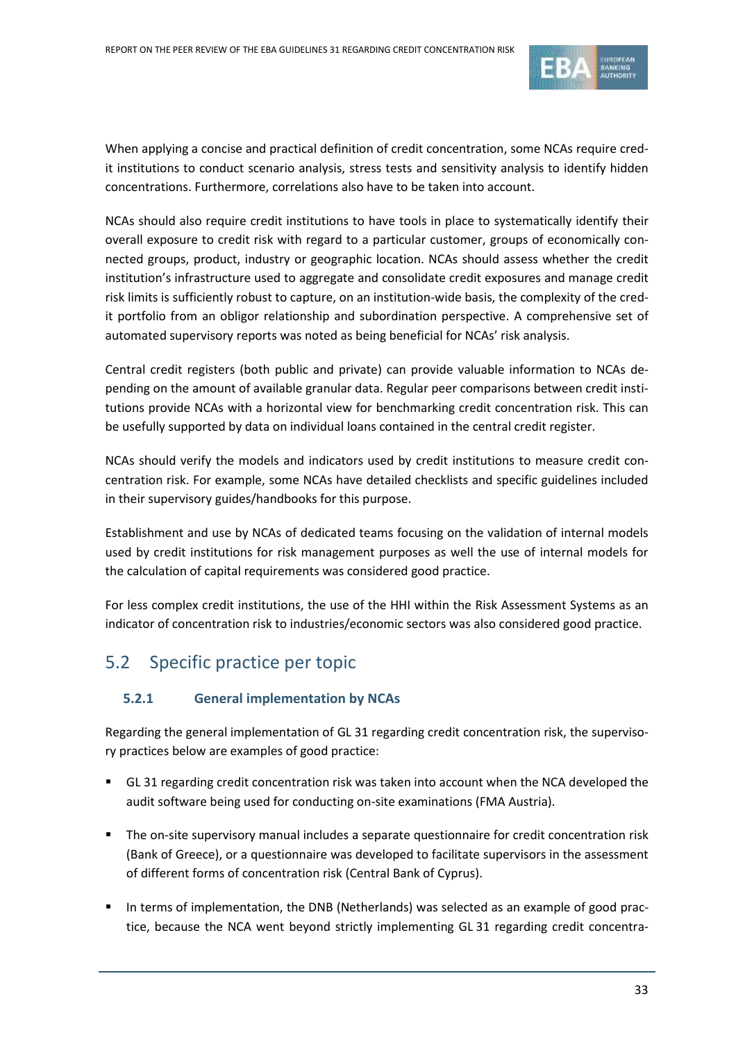When applying a concise and practical definition of credit concentration, some NCAs require credit institutions to conduct scenario analysis, stress tests and sensitivity analysis to identify hidden concentrations. Furthermore, correlations also have to be taken into account.

NCAs should also require credit institutions to have tools in place to systematically identify their overall exposure to credit risk with regard to a particular customer, groups of economically connected groups, product, industry or geographic location. NCAs should assess whether the credit institution's infrastructure used to aggregate and consolidate credit exposures and manage credit risk limits is sufficiently robust to capture, on an institution-wide basis, the complexity of the credit portfolio from an obligor relationship and subordination perspective. A comprehensive set of automated supervisory reports was noted as being beneficial for NCAs' risk analysis.

Central credit registers (both public and private) can provide valuable information to NCAs depending on the amount of available granular data. Regular peer comparisons between credit institutions provide NCAs with a horizontal view for benchmarking credit concentration risk. This can be usefully supported by data on individual loans contained in the central credit register.

NCAs should verify the models and indicators used by credit institutions to measure credit concentration risk. For example, some NCAs have detailed checklists and specific guidelines included in their supervisory guides/handbooks for this purpose.

Establishment and use by NCAs of dedicated teams focusing on the validation of internal models used by credit institutions for risk management purposes as well the use of internal models for the calculation of capital requirements was considered good practice.

For less complex credit institutions, the use of the HHI within the Risk Assessment Systems as an indicator of concentration risk to industries/economic sectors was also considered good practice.

## 5.2 Specific practice per topic

### 5.2.1 General implementation by NCAs

Regarding the general implementation of GL 31 regarding credit concentration risk, the supervisory practices below are examples of good practice:

- GL 31 regarding credit concentration risk was taken into account when the NCA developed the audit software being used for conducting on-site examinations (FMA Austria).
- The on-site supervisory manual includes a separate questionnaire for credit concentration risk (Bank of Greece), or a questionnaire was developed to facilitate supervisors in the assessment of different forms of concentration risk (Central Bank of Cyprus).
- In terms of implementation, the DNB (Netherlands) was selected as an example of good practice, because the NCA went beyond strictly implementing GL 31 regarding credit concentra-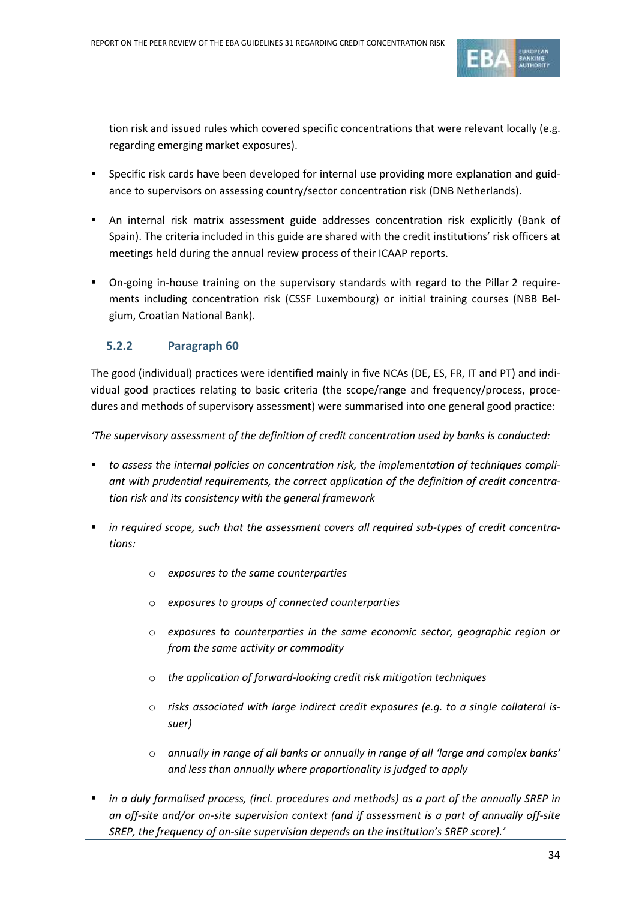tion risk and issued rules which covered specific concentrations that were relevant locally (e.g. regarding emerging market exposures).

- Specific risk cards have been developed for internal use providing more explanation and guidance to supervisors on assessing country/sector concentration risk (DNB Netherlands).
- An internal risk matrix assessment guide addresses concentration risk explicitly (Bank of Spain). The criteria included in this guide are shared with the credit institutions' risk officers at meetings held during the annual review process of their ICAAP reports.
- On-going in-house training on the supervisory standards with regard to the Pillar 2 requirements including concentration risk (CSSF Luxembourg) or initial training courses (NBB Belgium, Croatian National Bank).

### 5.2.2 Paragraph 60

The good (individual) practices were identified mainly in five NCAs (DE, ES, FR, IT and PT) and individual good practices relating to basic criteria (the scope/range and frequency/process, procedures and methods of supervisory assessment) were summarised into one general good practice:

*'The supervisory assessment of the definition of credit concentration used by banks is conducted:*

- *to assess the internal policies on concentration risk, the implementation of techniques compliant with prudential requirements, the correct application of the definition of credit concentration risk and its consistency with the general framework*
- *in required scope, such that the assessment covers all required sub-types of credit concentrations:*
  - *exposures to the same counterparties*
  - *exposures to groups of connected counterparties*
  - *exposures to counterparties in the same economic sector, geographic region or from the same activity or commodity*
  - *the application of forward-looking credit risk mitigation techniques*
  - *risks associated with large indirect credit exposures (e.g. to a single collateral issuer)*
  - *annually in range of all banks or annually in range of all 'large and complex banks' and less than annually where proportionality is judged to apply*
- *in a duly formalised process, (incl. procedures and methods) as a part of the annually SREP in an off-site and/or on-site supervision context (and if assessment is a part of annually off-site SREP, the frequency of on-site supervision depends on the institution's SREP score).'*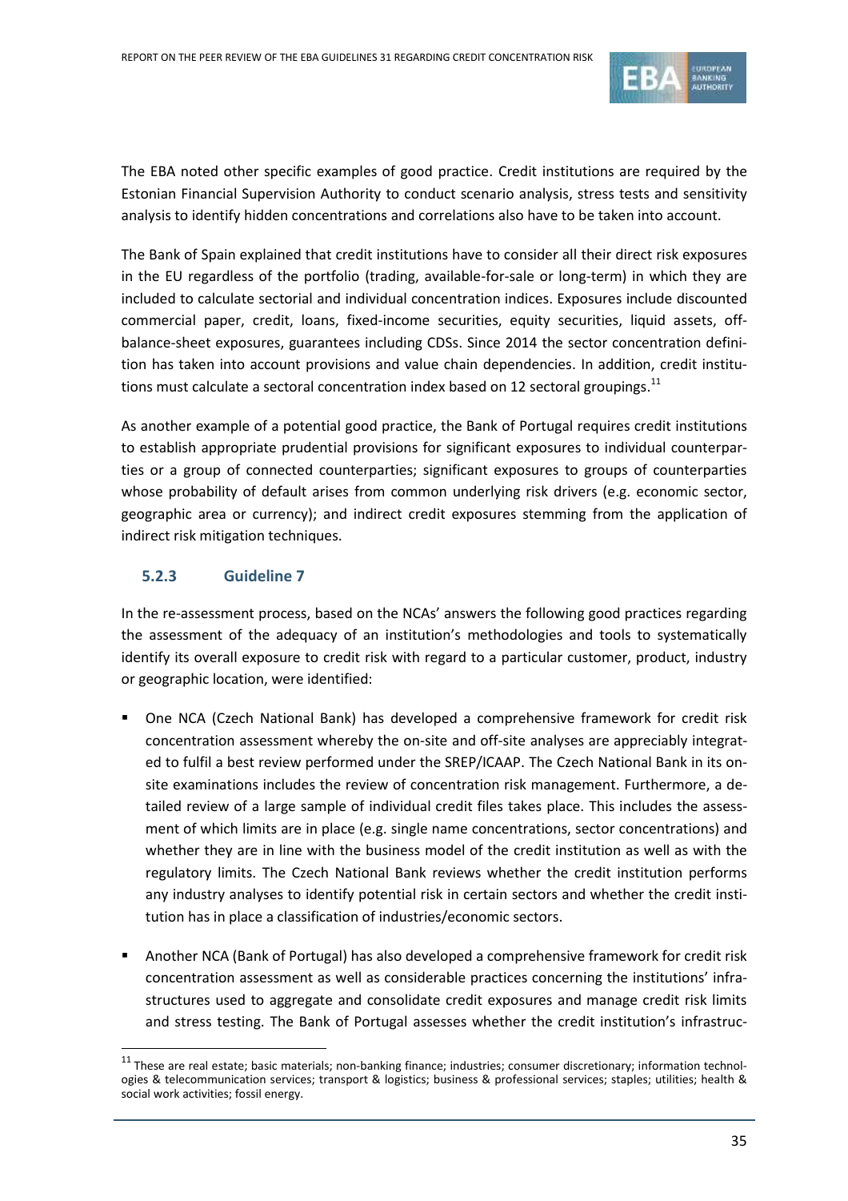The EBA noted other specific examples of good practice. Credit institutions are required by the Estonian Financial Supervision Authority to conduct scenario analysis, stress tests and sensitivity analysis to identify hidden concentrations and correlations also have to be taken into account.

The Bank of Spain explained that credit institutions have to consider all their direct risk exposures in the EU regardless of the portfolio (trading, available-for-sale or long-term) in which they are included to calculate sectorial and individual concentration indices. Exposures include discounted commercial paper, credit, loans, fixed-income securities, equity securities, liquid assets, off-balance-sheet exposures, guarantees including CDSs. Since 2014 the sector concentration definition has taken into account provisions and value chain dependencies. In addition, credit institutions must calculate a sectoral concentration index based on 12 sectoral groupings.[11]

As another example of a potential good practice, the Bank of Portugal requires credit institutions to establish appropriate prudential provisions for significant exposures to individual counterparties or a group of connected counterparties; significant exposures to groups of counterparties whose probability of default arises from common underlying risk drivers (e.g. economic sector, geographic area or currency); and indirect credit exposures stemming from the application of indirect risk mitigation techniques.

### 5.2.3 Guideline 7

In the re-assessment process, based on the NCAs' answers the following good practices regarding the assessment of the adequacy of an institution's methodologies and tools to systematically identify its overall exposure to credit risk with regard to a particular customer, product, industry or geographic location, were identified:

- One NCA (Czech National Bank) has developed a comprehensive framework for credit risk concentration assessment whereby the on-site and off-site analyses are appreciably integrated to fulfil a best review performed under the SREP/ICAAP. The Czech National Bank in its on-site examinations includes the review of concentration risk management. Furthermore, a detailed review of a large sample of individual credit files takes place. This includes the assessment of which limits are in place (e.g. single name concentrations, sector concentrations) and whether they are in line with the business model of the credit institution as well as with the regulatory limits. The Czech National Bank reviews whether the credit institution performs any industry analyses to identify potential risk in certain sectors and whether the credit institution has in place a classification of industries/economic sectors.
- Another NCA (Bank of Portugal) has also developed a comprehensive framework for credit risk concentration assessment as well as considerable practices concerning the institutions' infrastructures used to aggregate and consolidate credit exposures and manage credit risk limits and stress testing. The Bank of Portugal assesses whether the credit institution's infrastruc-

[11] These are real estate; basic materials; non-banking finance; industries; consumer discretionary; information technologies & telecommunication services; transport & logistics; business & professional services; staples; utilities; health & social work activities; fossil energy.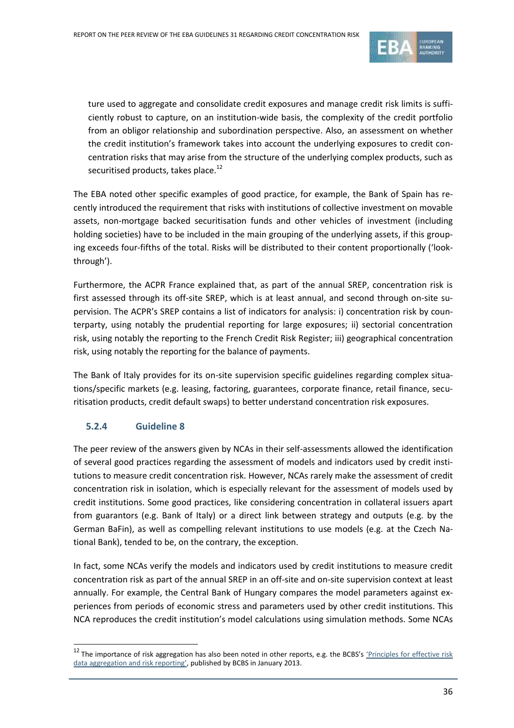ture used to aggregate and consolidate credit exposures and manage credit risk limits is sufficiently robust to capture, on an institution-wide basis, the complexity of the credit portfolio from an obligor relationship and subordination perspective. Also, an assessment on whether the credit institution's framework takes into account the underlying exposures to credit concentration risks that may arise from the structure of the underlying complex products, such as securitised products, takes place.[12]

The EBA noted other specific examples of good practice, for example, the Bank of Spain has recently introduced the requirement that risks with institutions of collective investment on movable assets, non-mortgage backed securitisation funds and other vehicles of investment (including holding societies) have to be included in the main grouping of the underlying assets, if this grouping exceeds four-fifths of the total. Risks will be distributed to their content proportionally ('look-through').

Furthermore, the ACPR France explained that, as part of the annual SREP, concentration risk is first assessed through its off-site SREP, which is at least annual, and second through on-site supervision. The ACPR's SREP contains a list of indicators for analysis: i) concentration risk by counterparty, using notably the prudential reporting for large exposures; ii) sectorial concentration risk, using notably the reporting to the French Credit Risk Register; iii) geographical concentration risk, using notably the reporting for the balance of payments.

The Bank of Italy provides for its on-site supervision specific guidelines regarding complex situations/specific markets (e.g. leasing, factoring, guarantees, corporate finance, retail finance, securitisation products, credit default swaps) to better understand concentration risk exposures.

### 5.2.4 Guideline 8

The peer review of the answers given by NCAs in their self-assessments allowed the identification of several good practices regarding the assessment of models and indicators used by credit institutions to measure credit concentration risk. However, NCAs rarely make the assessment of credit concentration risk in isolation, which is especially relevant for the assessment of models used by credit institutions. Some good practices, like considering concentration in collateral issuers apart from guarantors (e.g. Bank of Italy) or a direct link between strategy and outputs (e.g. by the German BaFin), as well as compelling relevant institutions to use models (e.g. at the Czech National Bank), tended to be, on the contrary, the exception.

In fact, some NCAs verify the models and indicators used by credit institutions to measure credit concentration risk as part of the annual SREP in an off-site and on-site supervision context at least annually. For example, the Central Bank of Hungary compares the model parameters against experiences from periods of economic stress and parameters used by other credit institutions. This NCA reproduces the credit institution's model calculations using simulation methods. Some NCAs

---

[12] The importance of risk aggregation has also been noted in other reports, e.g. the BCBS's 'Principles for effective risk data aggregation and risk reporting', published by BCBS in January 2013.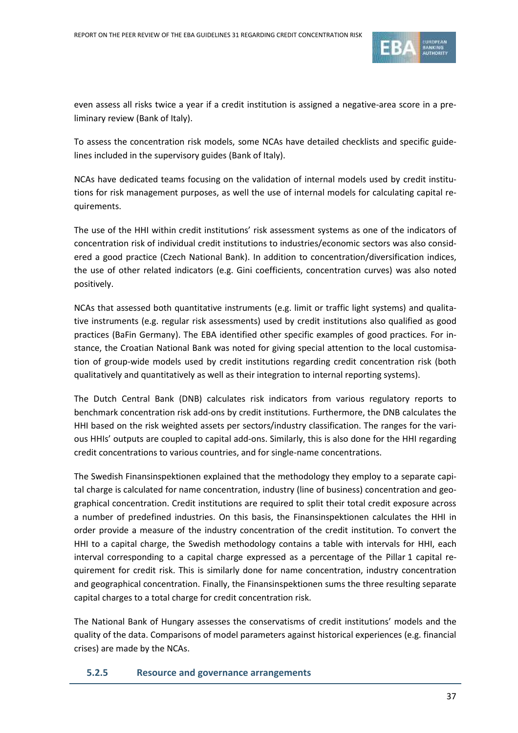even assess all risks twice a year if a credit institution is assigned a negative-area score in a preliminary review (Bank of Italy).

To assess the concentration risk models, some NCAs have detailed checklists and specific guidelines included in the supervisory guides (Bank of Italy).

NCAs have dedicated teams focusing on the validation of internal models used by credit institutions for risk management purposes, as well the use of internal models for calculating capital requirements.

The use of the HHI within credit institutions' risk assessment systems as one of the indicators of concentration risk of individual credit institutions to industries/economic sectors was also considered a good practice (Czech National Bank). In addition to concentration/diversification indices, the use of other related indicators (e.g. Gini coefficients, concentration curves) was also noted positively.

NCAs that assessed both quantitative instruments (e.g. limit or traffic light systems) and qualitative instruments (e.g. regular risk assessments) used by credit institutions also qualified as good practices (BaFin Germany). The EBA identified other specific examples of good practices. For instance, the Croatian National Bank was noted for giving special attention to the local customisation of group-wide models used by credit institutions regarding credit concentration risk (both qualitatively and quantitatively as well as their integration to internal reporting systems).

The Dutch Central Bank (DNB) calculates risk indicators from various regulatory reports to benchmark concentration risk add-ons by credit institutions. Furthermore, the DNB calculates the HHI based on the risk weighted assets per sectors/industry classification. The ranges for the various HHIs' outputs are coupled to capital add-ons. Similarly, this is also done for the HHI regarding credit concentrations to various countries, and for single-name concentrations.

The Swedish Finansinspektionen explained that the methodology they employ to a separate capital charge is calculated for name concentration, industry (line of business) concentration and geographical concentration. Credit institutions are required to split their total credit exposure across a number of predefined industries. On this basis, the Finansinspektionen calculates the HHI in order provide a measure of the industry concentration of the credit institution. To convert the HHI to a capital charge, the Swedish methodology contains a table with intervals for HHI, each interval corresponding to a capital charge expressed as a percentage of the Pillar 1 capital requirement for credit risk. This is similarly done for name concentration, industry concentration and geographical concentration. Finally, the Finansinspektionen sums the three resulting separate capital charges to a total charge for credit concentration risk.

The National Bank of Hungary assesses the conservatisms of credit institutions' models and the quality of the data. Comparisons of model parameters against historical experiences (e.g. financial crises) are made by the NCAs.

### 5.2.5 Resource and governance arrangements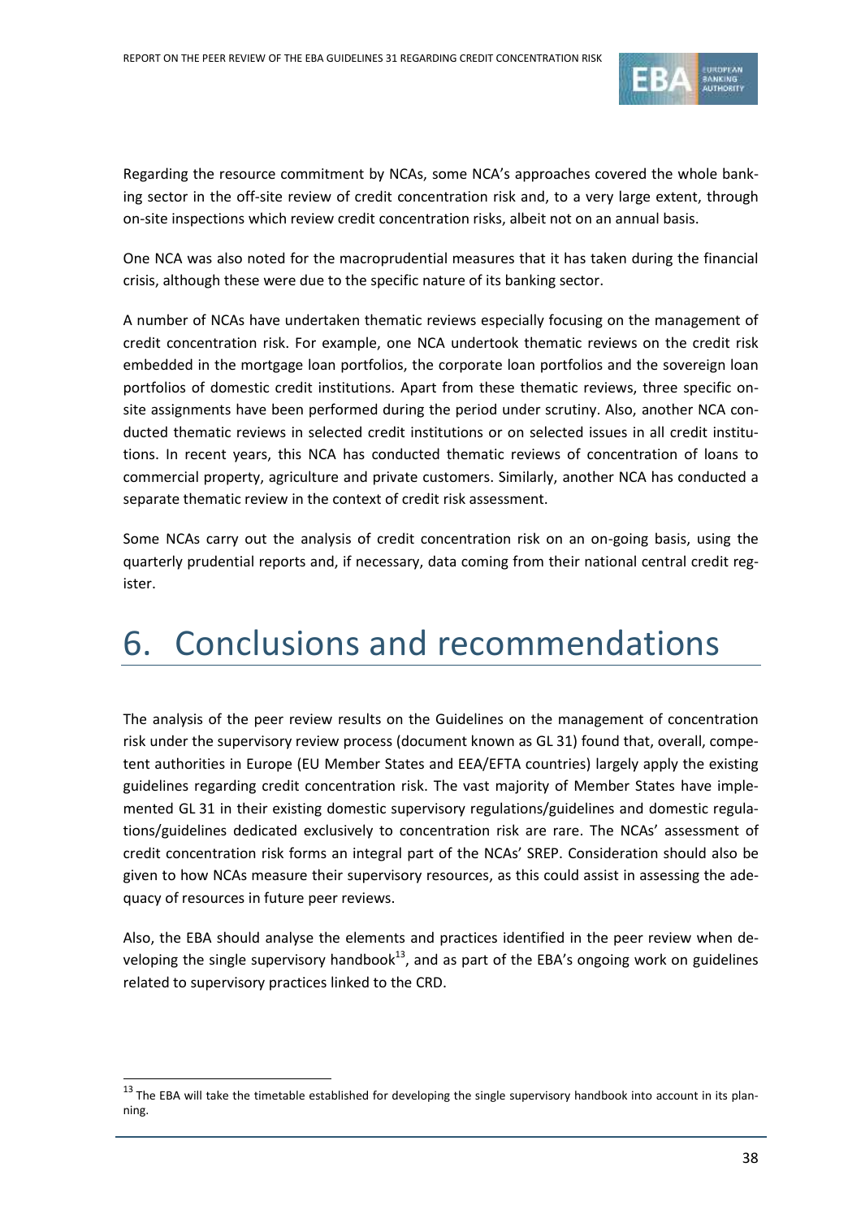Regarding the resource commitment by NCAs, some NCA's approaches covered the whole banking sector in the off-site review of credit concentration risk and, to a very large extent, through on-site inspections which review credit concentration risks, albeit not on an annual basis.

One NCA was also noted for the macroprudential measures that it has taken during the financial crisis, although these were due to the specific nature of its banking sector.

A number of NCAs have undertaken thematic reviews especially focusing on the management of credit concentration risk. For example, one NCA undertook thematic reviews on the credit risk embedded in the mortgage loan portfolios, the corporate loan portfolios and the sovereign loan portfolios of domestic credit institutions. Apart from these thematic reviews, three specific on-site assignments have been performed during the period under scrutiny. Also, another NCA conducted thematic reviews in selected credit institutions or on selected issues in all credit institutions. In recent years, this NCA has conducted thematic reviews of concentration of loans to commercial property, agriculture and private customers. Similarly, another NCA has conducted a separate thematic review in the context of credit risk assessment.

Some NCAs carry out the analysis of credit concentration risk on an on-going basis, using the quarterly prudential reports and, if necessary, data coming from their national central credit register.

# 6. Conclusions and recommendations

The analysis of the peer review results on the Guidelines on the management of concentration risk under the supervisory review process (document known as GL 31) found that, overall, competent authorities in Europe (EU Member States and EEA/EFTA countries) largely apply the existing guidelines regarding credit concentration risk. The vast majority of Member States have implemented GL 31 in their existing domestic supervisory regulations/guidelines and domestic regulations/guidelines dedicated exclusively to concentration risk are rare. The NCAs' assessment of credit concentration risk forms an integral part of the NCAs' SREP. Consideration should also be given to how NCAs measure their supervisory resources, as this could assist in assessing the adequacy of resources in future peer reviews.

Also, the EBA should analyse the elements and practices identified in the peer review when developing the single supervisory handbook[13], and as part of the EBA's ongoing work on guidelines related to supervisory practices linked to the CRD.

[13] The EBA will take the timetable established for developing the single supervisory handbook into account in its planning.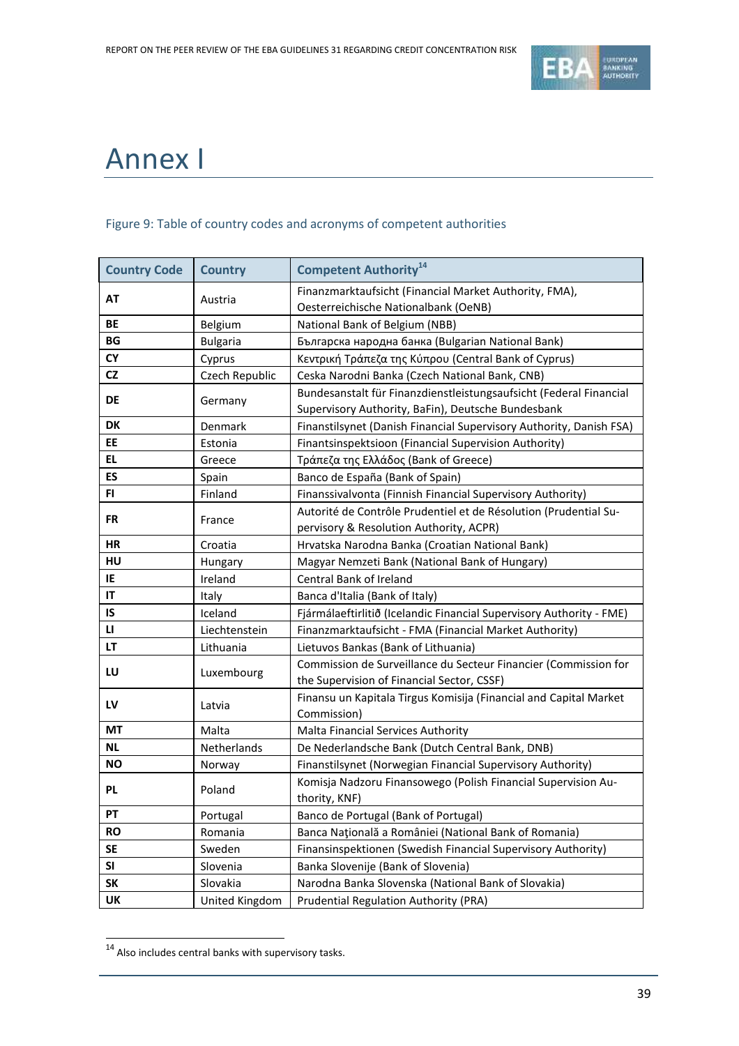# Annex I

Figure 9: Table of country codes and acronyms of competent authorities

| Country Code | Country | Competent Authority[14] |
|---|---|---|
| AT | Austria | Finanzmarktaufsicht (Financial Market Authority, FMA), Oesterreichische Nationalbank (OeNB) |
| BE | Belgium | National Bank of Belgium (NBB) |
| BG | Bulgaria | Българска народна банка (Bulgarian National Bank) |
| CY | Cyprus | Κεντρική Τράπεζα της Κύπρου (Central Bank of Cyprus) |
| CZ | Czech Republic | Ceska Narodni Banka (Czech National Bank, CNB) |
| DE | Germany | Bundesanstalt für Finanzdienstleistungsaufsicht (Federal Financial Supervisory Authority, BaFin), Deutsche Bundesbank |
| DK | Denmark | Finanstilsynet (Danish Financial Supervisory Authority, Danish FSA) |
| EE | Estonia | Finantsinspektsioon (Financial Supervision Authority) |
| EL | Greece | Τράπεζα της Ελλάδος (Bank of Greece) |
| ES | Spain | Banco de España (Bank of Spain) |
| FI | Finland | Finanssivalvonta (Finnish Financial Supervisory Authority) |
| FR | France | Autorité de Contrôle Prudentiel et de Résolution (Prudential Supervisory & Resolution Authority, ACPR) |
| HR | Croatia | Hrvatska Narodna Banka (Croatian National Bank) |
| HU | Hungary | Magyar Nemzeti Bank (National Bank of Hungary) |
| IE | Ireland | Central Bank of Ireland |
| IT | Italy | Banca d'Italia (Bank of Italy) |
| IS | Iceland | Fjármálaeftirlitið (Icelandic Financial Supervisory Authority - FME) |
| LI | Liechtenstein | Finanzmarktaufsicht - FMA (Financial Market Authority) |
| LT | Lithuania | Lietuvos Bankas (Bank of Lithuania) |
| LU | Luxembourg | Commission de Surveillance du Secteur Financier (Commission for the Supervision of Financial Sector, CSSF) |
| LV | Latvia | Finansu un Kapitala Tirgus Komisija (Financial and Capital Market Commission) |
| MT | Malta | Malta Financial Services Authority |
| NL | Netherlands | De Nederlandsche Bank (Dutch Central Bank, DNB) |
| NO | Norway | Finanstilsynet (Norwegian Financial Supervisory Authority) |
| PL | Poland | Komisja Nadzoru Finansowego (Polish Financial Supervision Authority, KNF) |
| PT | Portugal | Banco de Portugal (Bank of Portugal) |
| RO | Romania | Banca Naţională a României (National Bank of Romania) |
| SE | Sweden | Finansinspektionen (Swedish Financial Supervisory Authority) |
| SI | Slovenia | Banka Slovenije (Bank of Slovenia) |
| SK | Slovakia | Narodna Banka Slovenska (National Bank of Slovakia) |
| UK | United Kingdom | Prudential Regulation Authority (PRA) |

[14] Also includes central banks with supervisory tasks.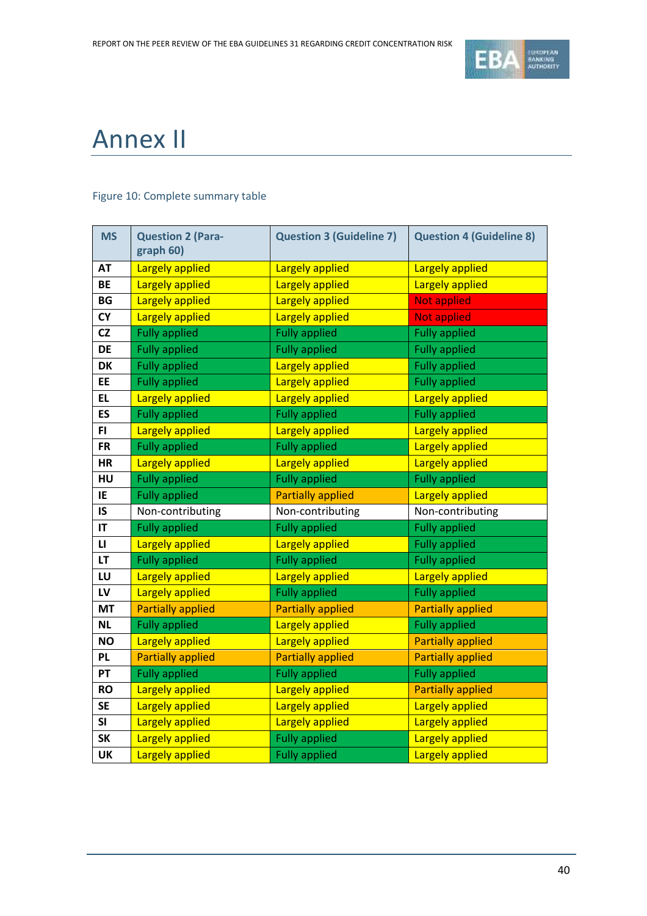# Annex II

Figure 10: Complete summary table

| MS | Question 2 (Paragraph 60) | Question 3 (Guideline 7) | Question 4 (Guideline 8) |
|---|---|---|---|
| AT | Largely applied | Largely applied | Largely applied |
| BE | Largely applied | Largely applied | Largely applied |
| BG | Largely applied | Largely applied | Not applied |
| CY | Largely applied | Largely applied | Not applied |
| CZ | Fully applied | Fully applied | Fully applied |
| DE | Fully applied | Fully applied | Fully applied |
| DK | Fully applied | Largely applied | Fully applied |
| EE | Fully applied | Largely applied | Fully applied |
| EL | Largely applied | Largely applied | Largely applied |
| ES | Fully applied | Fully applied | Fully applied |
| FI | Largely applied | Largely applied | Largely applied |
| FR | Fully applied | Fully applied | Largely applied |
| HR | Largely applied | Largely applied | Largely applied |
| HU | Fully applied | Fully applied | Fully applied |
| IE | Fully applied | Partially applied | Largely applied |
| IS | Non-contributing | Non-contributing | Non-contributing |
| IT | Fully applied | Fully applied | Fully applied |
| LI | Largely applied | Largely applied | Fully applied |
| LT | Fully applied | Fully applied | Fully applied |
| LU | Largely applied | Largely applied | Largely applied |
| LV | Largely applied | Fully applied | Fully applied |
| MT | Partially applied | Partially applied | Partially applied |
| NL | Fully applied | Largely applied | Fully applied |
| NO | Largely applied | Largely applied | Partially applied |
| PL | Partially applied | Partially applied | Partially applied |
| PT | Fully applied | Fully applied | Fully applied |
| RO | Largely applied | Largely applied | Partially applied |
| SE | Largely applied | Largely applied | Largely applied |
| SI | Largely applied | Largely applied | Largely applied |
| SK | Largely applied | Fully applied | Largely applied |
| UK | Largely applied | Fully applied | Largely applied |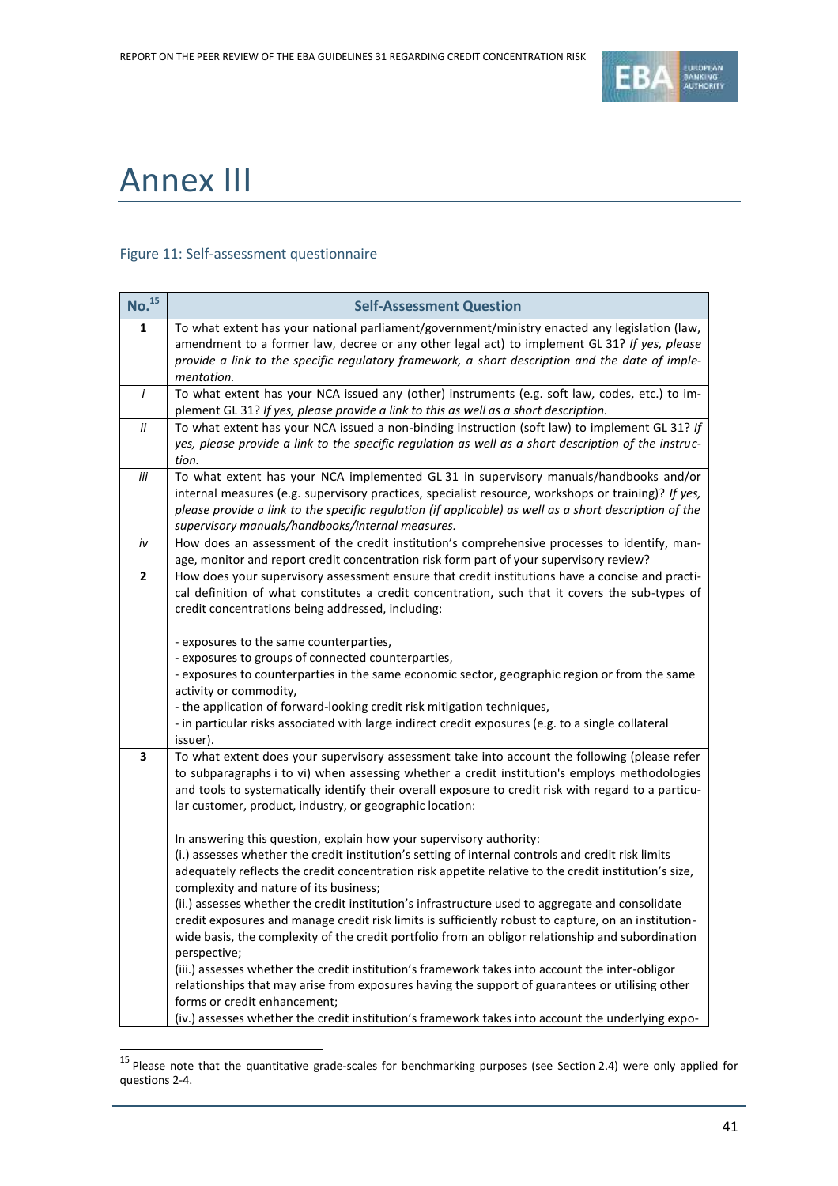# Annex III

Figure 11: Self-assessment questionnaire

| No.[15] | Self-Assessment Question |
|---|---|
| **1** | To what extent has your national parliament/government/ministry enacted any legislation (law, amendment to a former law, decree or any other legal act) to implement GL 31? *If yes, please provide a link to the specific regulatory framework, a short description and the date of implementation.* |
| *i* | To what extent has your NCA issued any (other) instruments (e.g. soft law, codes, etc.) to implement GL 31? *If yes, please provide a link to this as well as a short description.* |
| *ii* | To what extent has your NCA issued a non-binding instruction (soft law) to implement GL 31? *If yes, please provide a link to the specific regulation as well as a short description of the instruction.* |
| *iii* | To what extent has your NCA implemented GL 31 in supervisory manuals/handbooks and/or internal measures (e.g. supervisory practices, specialist resource, workshops or training)? *If yes, please provide a link to the specific regulation (if applicable) as well as a short description of the supervisory manuals/handbooks/internal measures.* |
| *iv* | How does an assessment of the credit institution's comprehensive processes to identify, manage, monitor and report credit concentration risk form part of your supervisory review? |
| **2** | How does your supervisory assessment ensure that credit institutions have a concise and practical definition of what constitutes a credit concentration, such that it covers the sub-types of credit concentrations being addressed, including:<br><br>- exposures to the same counterparties,<br>- exposures to groups of connected counterparties,<br>- exposures to counterparties in the same economic sector, geographic region or from the same activity or commodity,<br>- the application of forward-looking credit risk mitigation techniques,<br>- in particular risks associated with large indirect credit exposures (e.g. to a single collateral issuer). |
| **3** | To what extent does your supervisory assessment take into account the following (please refer to subparagraphs i to vi) when assessing whether a credit institution's employs methodologies and tools to systematically identify their overall exposure to credit risk with regard to a particular customer, product, industry, or geographic location:<br><br>In answering this question, explain how your supervisory authority:<br>(i.) assesses whether the credit institution's setting of internal controls and credit risk limits adequately reflects the credit concentration risk appetite relative to the credit institution's size, complexity and nature of its business;<br>(ii.) assesses whether the credit institution's infrastructure used to aggregate and consolidate credit exposures and manage credit risk limits is sufficiently robust to capture, on an institution-wide basis, the complexity of the credit portfolio from an obligor relationship and subordination perspective;<br>(iii.) assesses whether the credit institution's framework takes into account the inter-obligor relationships that may arise from exposures having the support of guarantees or utilising other forms or credit enhancement;<br>(iv.) assesses whether the credit institution's framework takes into account the underlying expo- |

[15] Please note that the quantitative grade-scales for benchmarking purposes (see Section 2.4) were only applied for questions 2-4.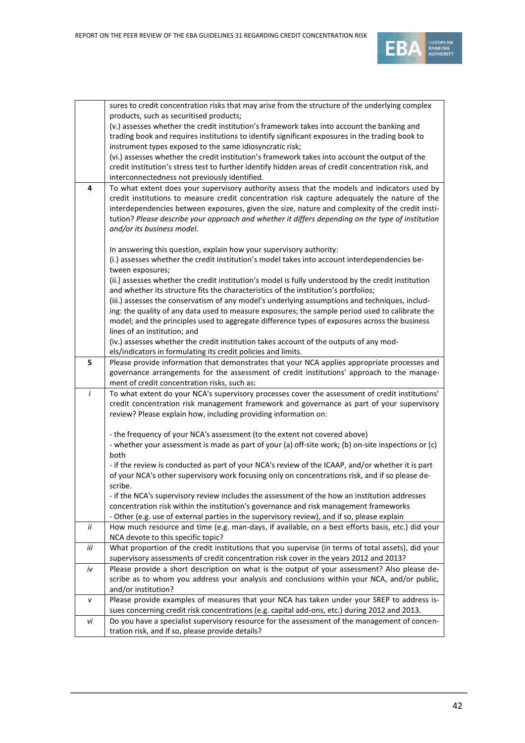| | |
|---|---|
| | sures to credit concentration risks that may arise from the structure of the underlying complex products, such as securitised products;<br>(v.) assesses whether the credit institution's framework takes into account the banking and trading book and requires institutions to identify significant exposures in the trading book to instrument types exposed to the same idiosyncratic risk;<br>(vi.) assesses whether the credit institution's framework takes into account the output of the credit institution's stress test to further identify hidden areas of credit concentration risk, and interconnectedness not previously identified. |
| **4** | To what extent does your supervisory authority assess that the models and indicators used by credit institutions to measure credit concentration risk capture adequately the nature of the interdependencies between exposures, given the size, nature and complexity of the credit institution? *Please describe your approach and whether it differs depending on the type of institution and/or its business model.*<br><br>In answering this question, explain how your supervisory authority:<br>(i.) assesses whether the credit institution's model takes into account interdependencies between exposures;<br>(ii.) assesses whether the credit institution's model is fully understood by the credit institution and whether its structure fits the characteristics of the institution's portfolios;<br>(iii.) assesses the conservatism of any model's underlying assumptions and techniques, including: the quality of any data used to measure exposures; the sample period used to calibrate the model; and the principles used to aggregate difference types of exposures across the business lines of an institution; and<br>(iv.) assesses whether the credit institution takes account of the outputs of any models/indicators in formulating its credit policies and limits. |
| **5** | Please provide information that demonstrates that your NCA applies appropriate processes and governance arrangements for the assessment of credit institutions' approach to the management of credit concentration risks, such as: |
| *i* | To what extent do your NCA's supervisory processes cover the assessment of credit institutions' credit concentration risk management framework and governance as part of your supervisory review? Please explain how, including providing information on:<br><br>- the frequency of your NCA's assessment (to the extent not covered above)<br>- whether your assessment is made as part of your (a) off-site work; (b) on-site inspections or (c) both<br>- if the review is conducted as part of your NCA's review of the ICAAP, and/or whether it is part of your NCA's other supervisory work focusing only on concentrations risk, and if so please describe.<br>- if the NCA's supervisory review includes the assessment of the how an institution addresses concentration risk within the institution's governance and risk management frameworks<br>- Other (e.g. use of external parties in the supervisory review), and if so, please explain |
| *ii* | How much resource and time (e.g. man-days, if available, on a best efforts basis, etc.) did your NCA devote to this specific topic? |
| *iii* | What proportion of the credit institutions that you supervise (in terms of total assets), did your supervisory assessments of credit concentration risk cover in the years 2012 and 2013? |
| *iv* | Please provide a short description on what is the output of your assessment? Also please describe as to whom you address your analysis and conclusions within your NCA, and/or public, and/or institution? |
| *v* | Please provide examples of measures that your NCA has taken under your SREP to address issues concerning credit risk concentrations (e.g. capital add-ons, etc.) during 2012 and 2013. |
| *vi* | Do you have a specialist supervisory resource for the assessment of the management of concentration risk, and if so, please provide details? |